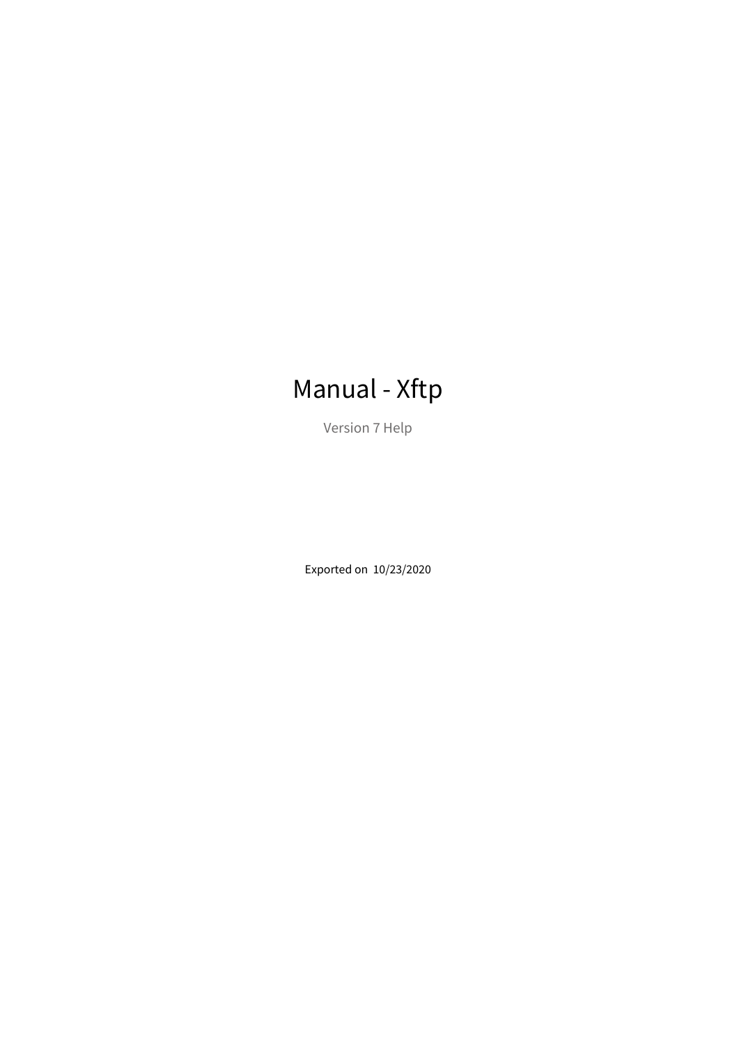# Manual - Xftp

Version 7 Help

Exported on 10/23/2020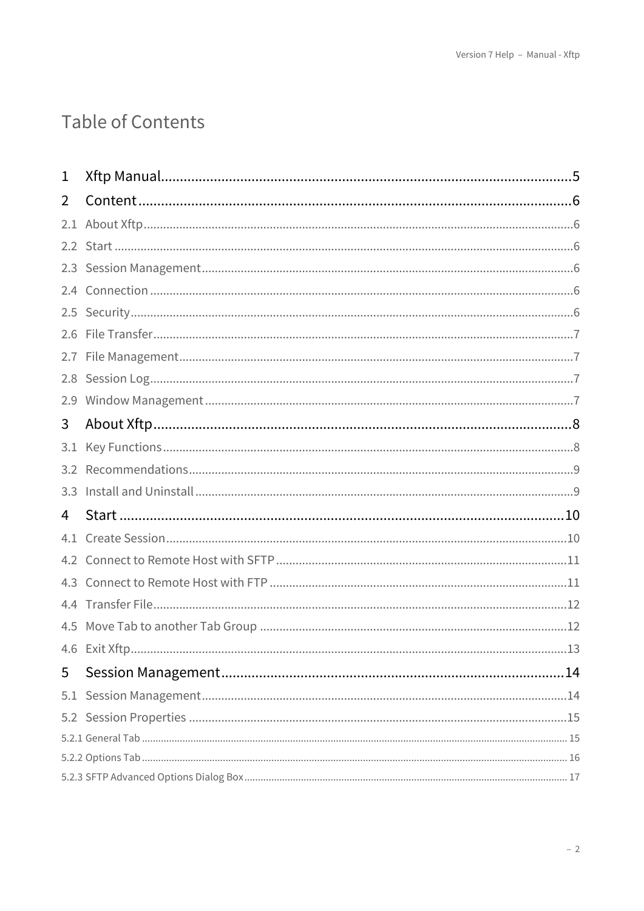# Table of Contents

1 Xftp Manual....................................................................................................5

2 Content..........................................................................................................6

2.1 About Xftp....................................................................................................6

2.2 Start .............................................................................................................6

2.3 Session Management....................................................................................6

2.4 Connection ...................................................................................................6

2.5 Security.........................................................................................................6

2.6 File Transfer..................................................................................................7

2.7 File Management...........................................................................................7

2.8 Session Log....................................................................................................7

2.9 Window Management ...................................................................................7

3 About Xftp......................................................................................................8

3.1 Key Functions................................................................................................8

3.2 Recommendations.........................................................................................9

3.3 Install and Uninstall ......................................................................................9

4 Start ..............................................................................................................10

4.1 Create Session.............................................................................................10

4.2 Connect to Remote Host with SFTP ............................................................11

4.3 Connect to Remote Host with FTP ..............................................................11

4.4 Transfer File.................................................................................................12

4.5 Move Tab to another Tab Group .................................................................12

4.6 Exit Xftp........................................................................................................13

5 Session Management.....................................................................................14

5.1 Session Management...................................................................................14

5.2 Session Properties .......................................................................................15

5.2.1 General Tab ..............................................................................................15

5.2.2 Options Tab ..............................................................................................16

5.2.3 SFTP Advanced Options Dialog Box..........................................................17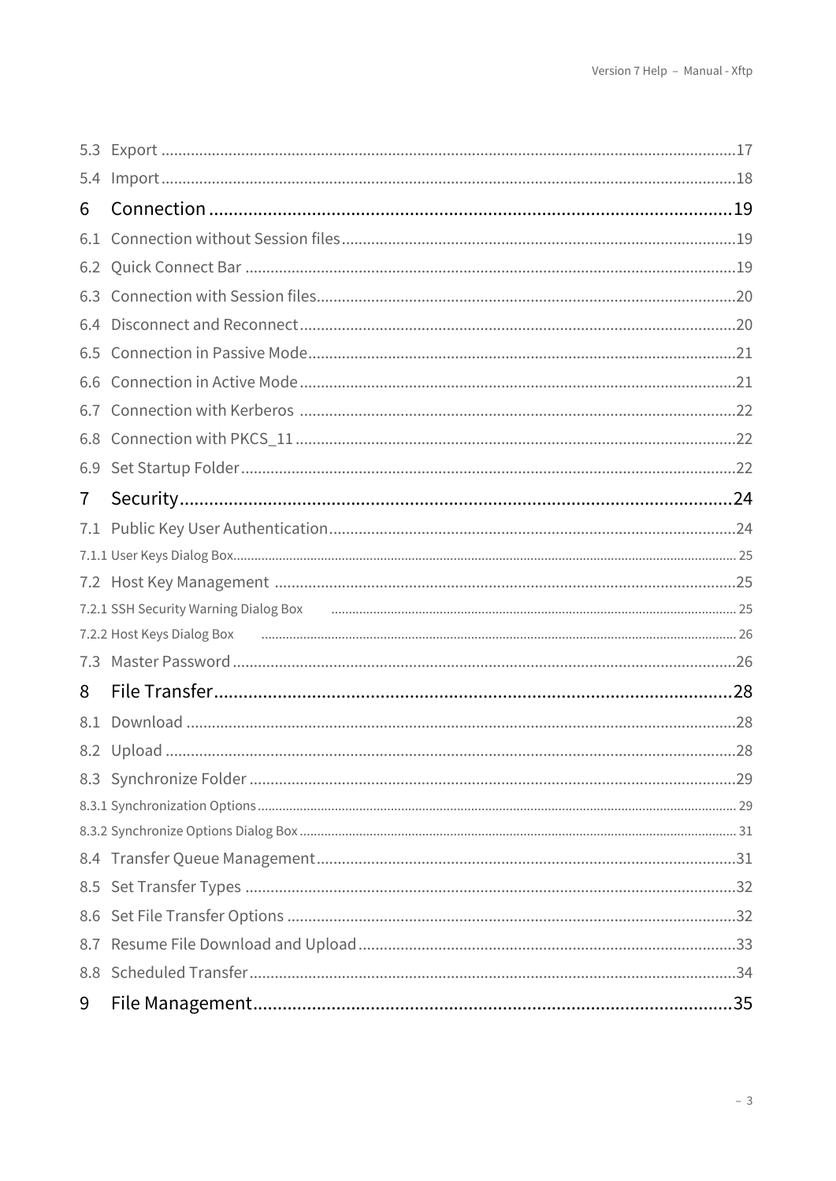5.3 Export ........................................................................................................................................17

5.4 Import ........................................................................................................................................18

6 Connection ..........................................................................................................19

6.1 Connection without Session files ..............................................................................................19

6.2 Quick Connect Bar .....................................................................................................................19

6.3 Connection with Session files ....................................................................................................20

6.4 Disconnect and Reconnect ........................................................................................................20

6.5 Connection in Passive Mode ......................................................................................................21

6.6 Connection in Active Mode ........................................................................................................21

6.7 Connection with Kerberos ........................................................................................................22

6.8 Connection with PKCS_11 .........................................................................................................22

6.9 Set Startup Folder ......................................................................................................................22

7 Security ..................................................................................................................24

7.1 Public Key User Authentication .................................................................................................24

7.1.1 User Keys Dialog Box .................................................................................................................25

7.2 Host Key Management .............................................................................................................25

7.2.1 SSH Security Warning Dialog Box ..........................................................................................25

7.2.2 Host Keys Dialog Box ...............................................................................................................26

7.3 Master Password .......................................................................................................................26

8 File Transfer ..........................................................................................................28

8.1 Download ...................................................................................................................................28

8.2 Upload .......................................................................................................................................28

8.3 Synchronize Folder ....................................................................................................................29

8.3.1 Synchronization Options ...........................................................................................................29

8.3.2 Synchronize Options Dialog Box ...............................................................................................31

8.4 Transfer Queue Management ....................................................................................................31

8.5 Set Transfer Types .....................................................................................................................32

8.6 Set File Transfer Options ...........................................................................................................32

8.7 Resume File Download and Upload ..........................................................................................33

8.8 Scheduled Transfer ....................................................................................................................34

9 File Management .................................................................................................35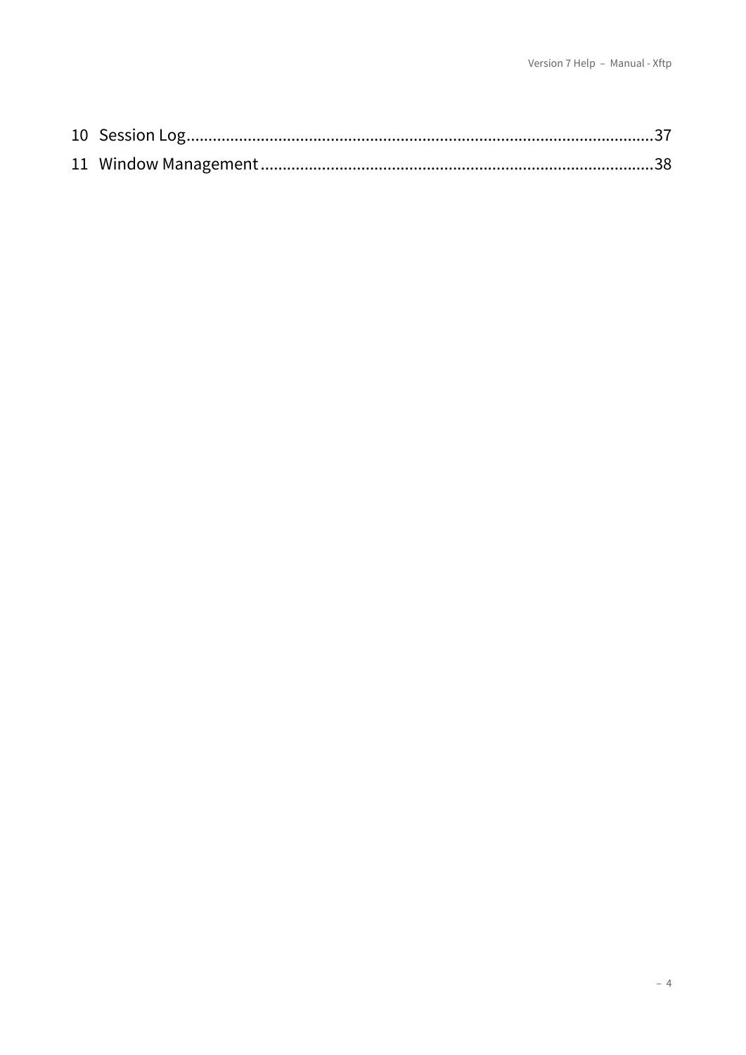10 Session Log........................................................................................................37
11 Window Management........................................................................................38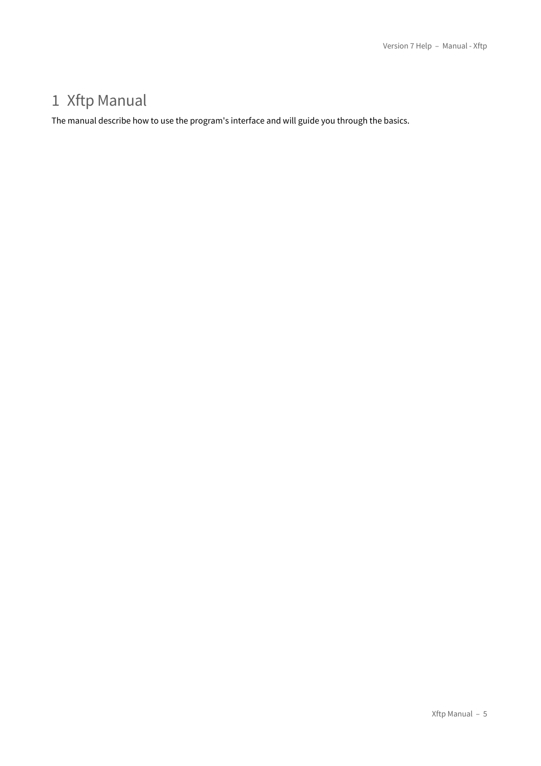# 1 Xftp Manual

The manual describe how to use the program's interface and will guide you through the basics.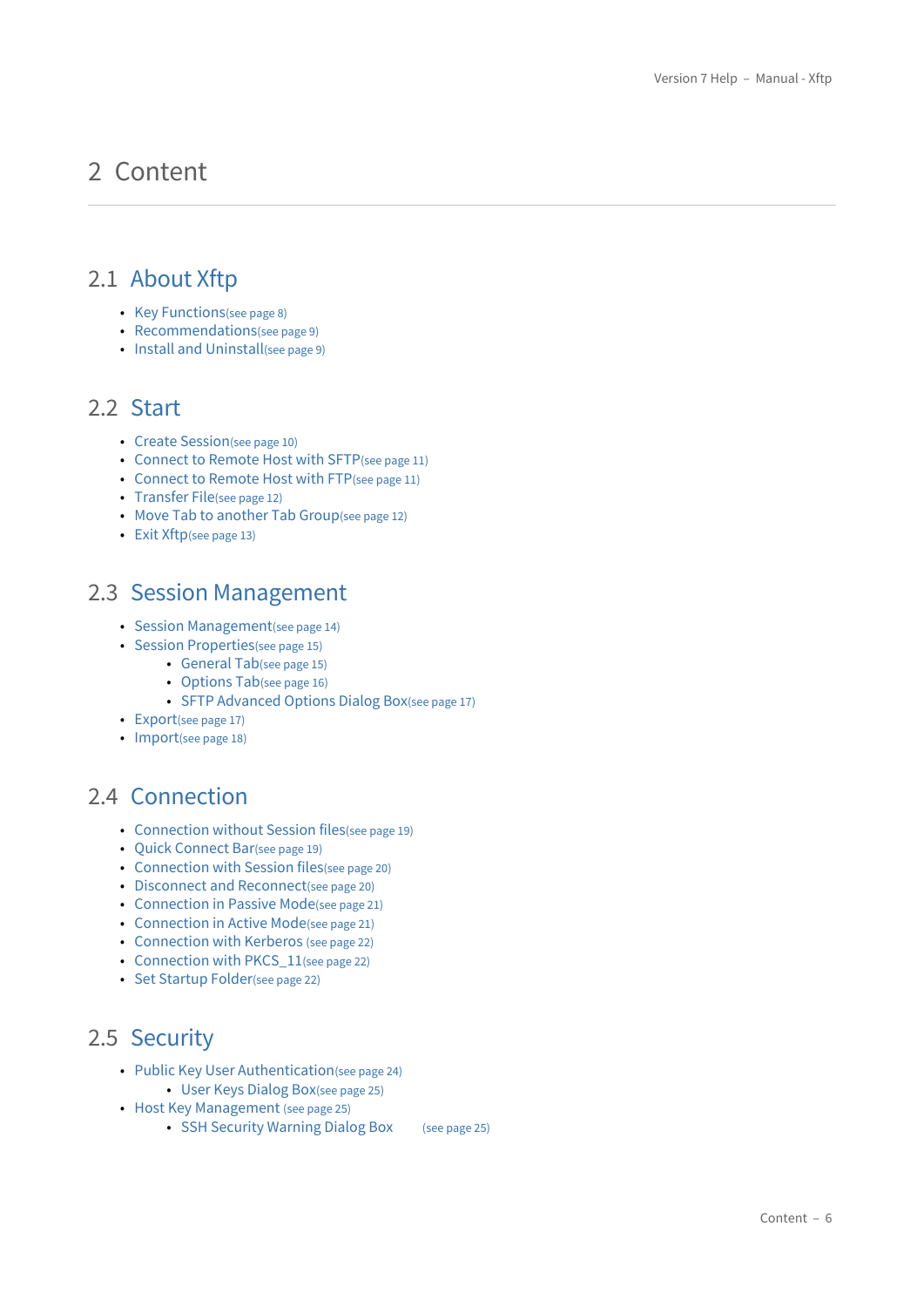# 2 Content

## 2.1 About Xftp

- Key Functions(see page 8)
- Recommendations(see page 9)
- Install and Uninstall(see page 9)

## 2.2 Start

- Create Session(see page 10)
- Connect to Remote Host with SFTP(see page 11)
- Connect to Remote Host with FTP(see page 11)
- Transfer File(see page 12)
- Move Tab to another Tab Group(see page 12)
- Exit Xftp(see page 13)

## 2.3 Session Management

- Session Management(see page 14)
- Session Properties(see page 15)
  - General Tab(see page 15)
  - Options Tab(see page 16)
  - SFTP Advanced Options Dialog Box(see page 17)
- Export(see page 17)
- Import(see page 18)

## 2.4 Connection

- Connection without Session files(see page 19)
- Quick Connect Bar(see page 19)
- Connection with Session files(see page 20)
- Disconnect and Reconnect(see page 20)
- Connection in Passive Mode(see page 21)
- Connection in Active Mode(see page 21)
- Connection with Kerberos (see page 22)
- Connection with PKCS_11(see page 22)
- Set Startup Folder(see page 22)

## 2.5 Security

- Public Key User Authentication(see page 24)
  - User Keys Dialog Box(see page 25)
- Host Key Management (see page 25)
  - SSH Security Warning Dialog Box (see page 25)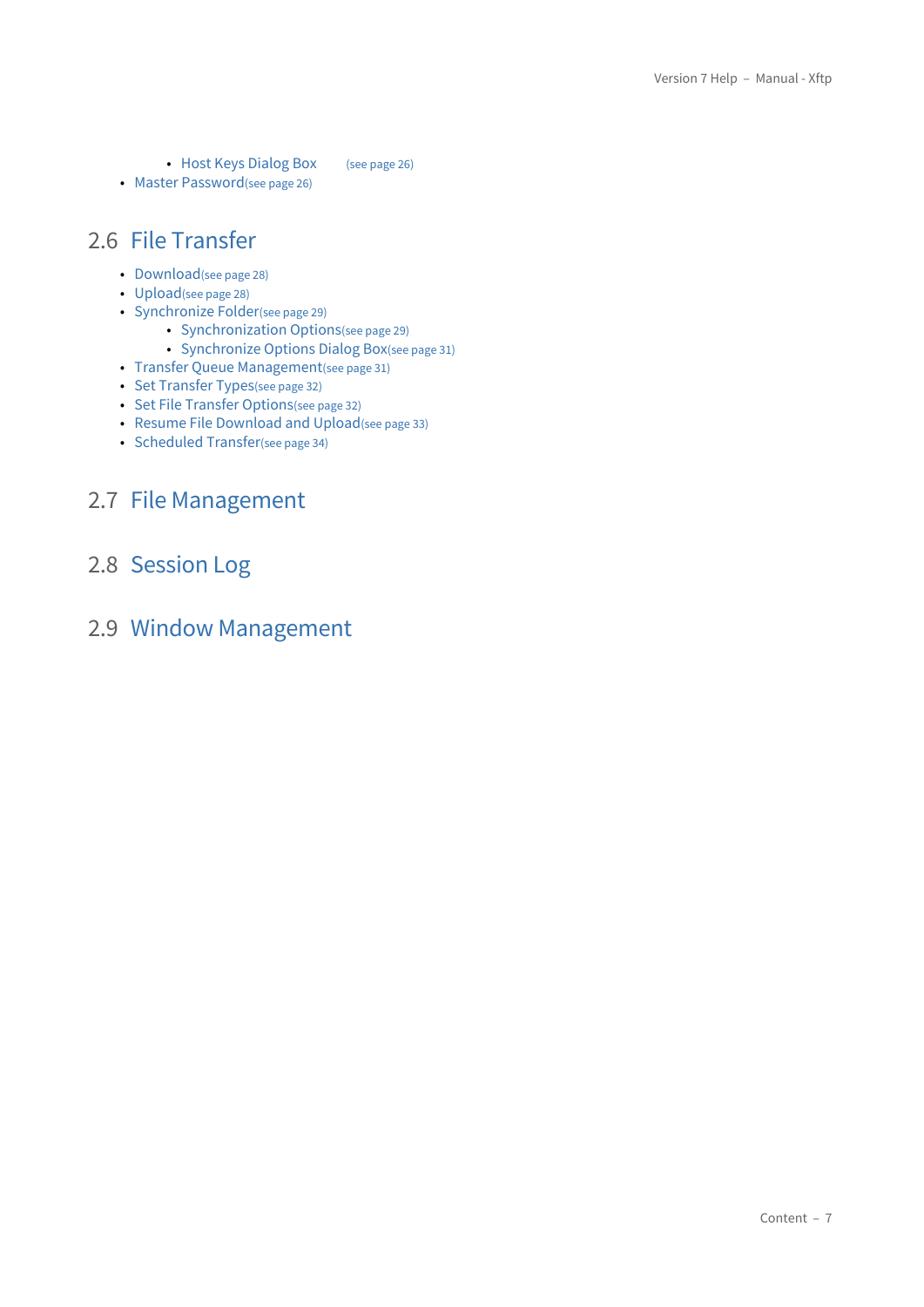- Host Keys Dialog Box (see page 26)
- Master Password(see page 26)

## 2.6 File Transfer

- Download(see page 28)
- Upload(see page 28)
- Synchronize Folder(see page 29)
   - Synchronization Options(see page 29)
   - Synchronize Options Dialog Box(see page 31)
- Transfer Queue Management(see page 31)
- Set Transfer Types(see page 32)
- Set File Transfer Options(see page 32)
- Resume File Download and Upload(see page 33)
- Scheduled Transfer(see page 34)

## 2.7 File Management

## 2.8 Session Log

## 2.9 Window Management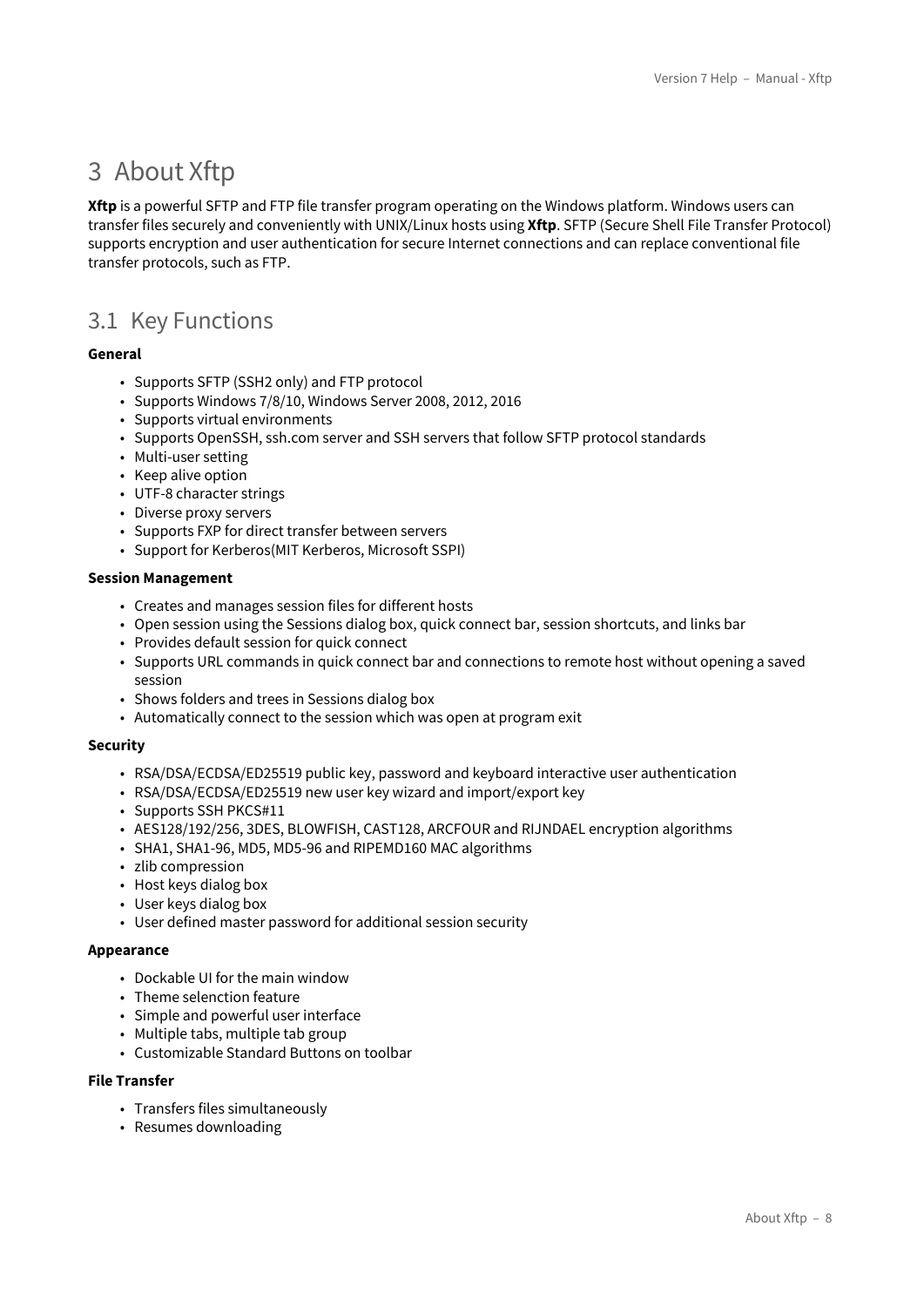# 3 About Xftp

**Xftp** is a powerful SFTP and FTP file transfer program operating on the Windows platform. Windows users can transfer files securely and conveniently with UNIX/Linux hosts using **Xftp**. SFTP (Secure Shell File Transfer Protocol) supports encryption and user authentication for secure Internet connections and can replace conventional file transfer protocols, such as FTP.

## 3.1 Key Functions

**General**

- Supports SFTP (SSH2 only) and FTP protocol
- Supports Windows 7/8/10, Windows Server 2008, 2012, 2016
- Supports virtual environments
- Supports OpenSSH, ssh.com server and SSH servers that follow SFTP protocol standards
- Multi-user setting
- Keep alive option
- UTF-8 character strings
- Diverse proxy servers
- Supports FXP for direct transfer between servers
- Support for Kerberos(MIT Kerberos, Microsoft SSPI)

**Session Management**

- Creates and manages session files for different hosts
- Open session using the Sessions dialog box, quick connect bar, session shortcuts, and links bar
- Provides default session for quick connect
- Supports URL commands in quick connect bar and connections to remote host without opening a saved session
- Shows folders and trees in Sessions dialog box
- Automatically connect to the session which was open at program exit

**Security**

- RSA/DSA/ECDSA/ED25519 public key, password and keyboard interactive user authentication
- RSA/DSA/ECDSA/ED25519 new user key wizard and import/export key
- Supports SSH PKCS#11
- AES128/192/256, 3DES, BLOWFISH, CAST128, ARCFOUR and RIJNDAEL encryption algorithms
- SHA1, SHA1-96, MD5, MD5-96 and RIPEMD160 MAC algorithms
- zlib compression
- Host keys dialog box
- User keys dialog box
- User defined master password for additional session security

**Appearance**

- Dockable UI for the main window
- Theme selenction feature
- Simple and powerful user interface
- Multiple tabs, multiple tab group
- Customizable Standard Buttons on toolbar

**File Transfer**

- Transfers files simultaneously
- Resumes downloading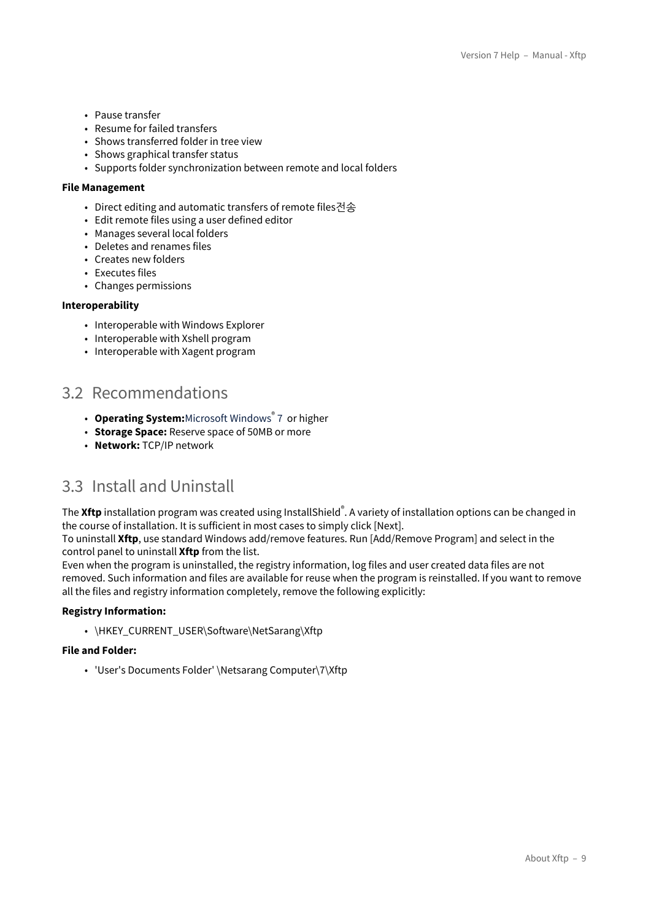- Pause transfer
- Resume for failed transfers
- Shows transferred folder in tree view
- Shows graphical transfer status
- Supports folder synchronization between remote and local folders

**File Management**

- Direct editing and automatic transfers of remote files전송
- Edit remote files using a user defined editor
- Manages several local folders
- Deletes and renames files
- Creates new folders
- Executes files
- Changes permissions

**Interoperability**

- Interoperable with Windows Explorer
- Interoperable with Xshell program
- Interoperable with Xagent program

## 3.2 Recommendations

- **Operating System:**Microsoft Windows® 7 or higher
- **Storage Space:** Reserve space of 50MB or more
- **Network:** TCP/IP network

## 3.3 Install and Uninstall

The **Xftp** installation program was created using InstallShield®. A variety of installation options can be changed in the course of installation. It is sufficient in most cases to simply click [Next].
To uninstall **Xftp**, use standard Windows add/remove features. Run [Add/Remove Program] and select in the control panel to uninstall **Xftp** from the list.
Even when the program is uninstalled, the registry information, log files and user created data files are not removed. Such information and files are available for reuse when the program is reinstalled. If you want to remove all the files and registry information completely, remove the following explicitly:

**Registry Information:**

- \HKEY_CURRENT_USER\Software\NetSarang\Xftp

**File and Folder:**

- 'User's Documents Folder' \Netsarang Computer\7\Xftp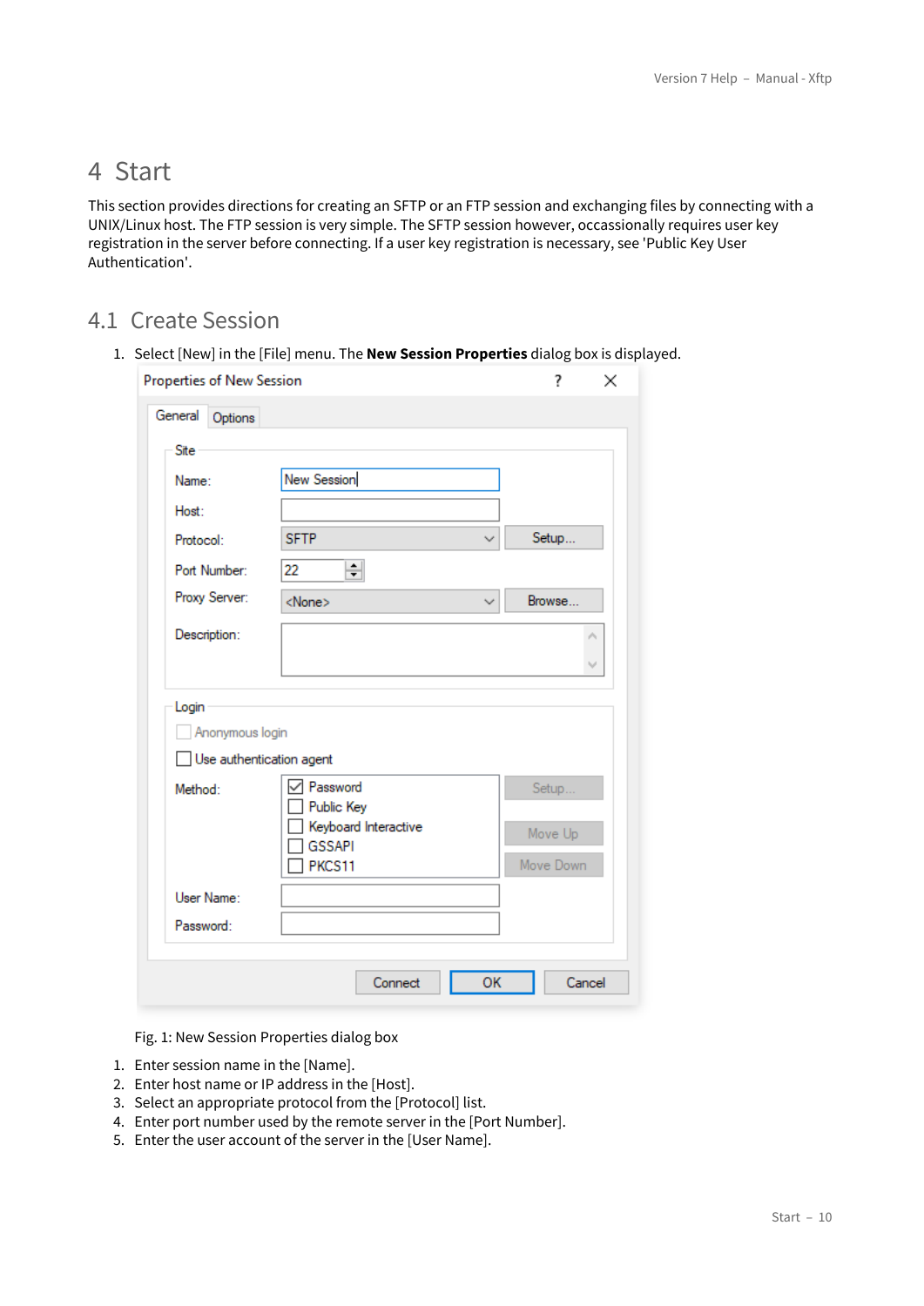# 4 Start

This section provides directions for creating an SFTP or an FTP session and exchanging files by connecting with a UNIX/Linux host. The FTP session is very simple. The SFTP session however, occassionally requires user key registration in the server before connecting. If a user key registration is necessary, see 'Public Key User Authentication'.

## 4.1 Create Session

1. Select [New] in the [File] menu. The **New Session Properties** dialog box is displayed.

Fig. 1: New Session Properties dialog box

1. Enter session name in the [Name].
2. Enter host name or IP address in the [Host].
3. Select an appropriate protocol from the [Protocol] list.
4. Enter port number used by the remote server in the [Port Number].
5. Enter the user account of the server in the [User Name].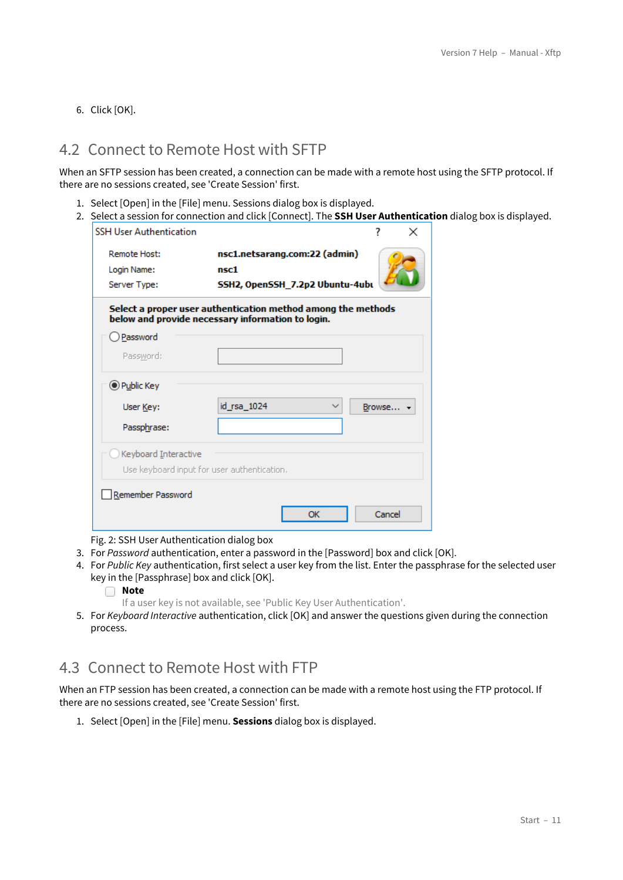6. Click [OK].

## 4.2 Connect to Remote Host with SFTP

When an SFTP session has been created, a connection can be made with a remote host using the SFTP protocol. If there are no sessions created, see 'Create Session' first.

1. Select [Open] in the [File] menu. Sessions dialog box is displayed.
2. Select a session for connection and click [Connect]. The **SSH User Authentication** dialog box is displayed.

   Fig. 2: SSH User Authentication dialog box
3. For *Password* authentication, enter a password in the [Password] box and click [OK].
4. For *Public Key* authentication, first select a user key from the list. Enter the passphrase for the selected user key in the [Passphrase] box and click [OK].

   **Note**

   If a user key is not available, see 'Public Key User Authentication'.
5. For *Keyboard Interactive* authentication, click [OK] and answer the questions given during the connection process.

## 4.3 Connect to Remote Host with FTP

When an FTP session has been created, a connection can be made with a remote host using the FTP protocol. If there are no sessions created, see 'Create Session' first.

1. Select [Open] in the [File] menu. **Sessions** dialog box is displayed.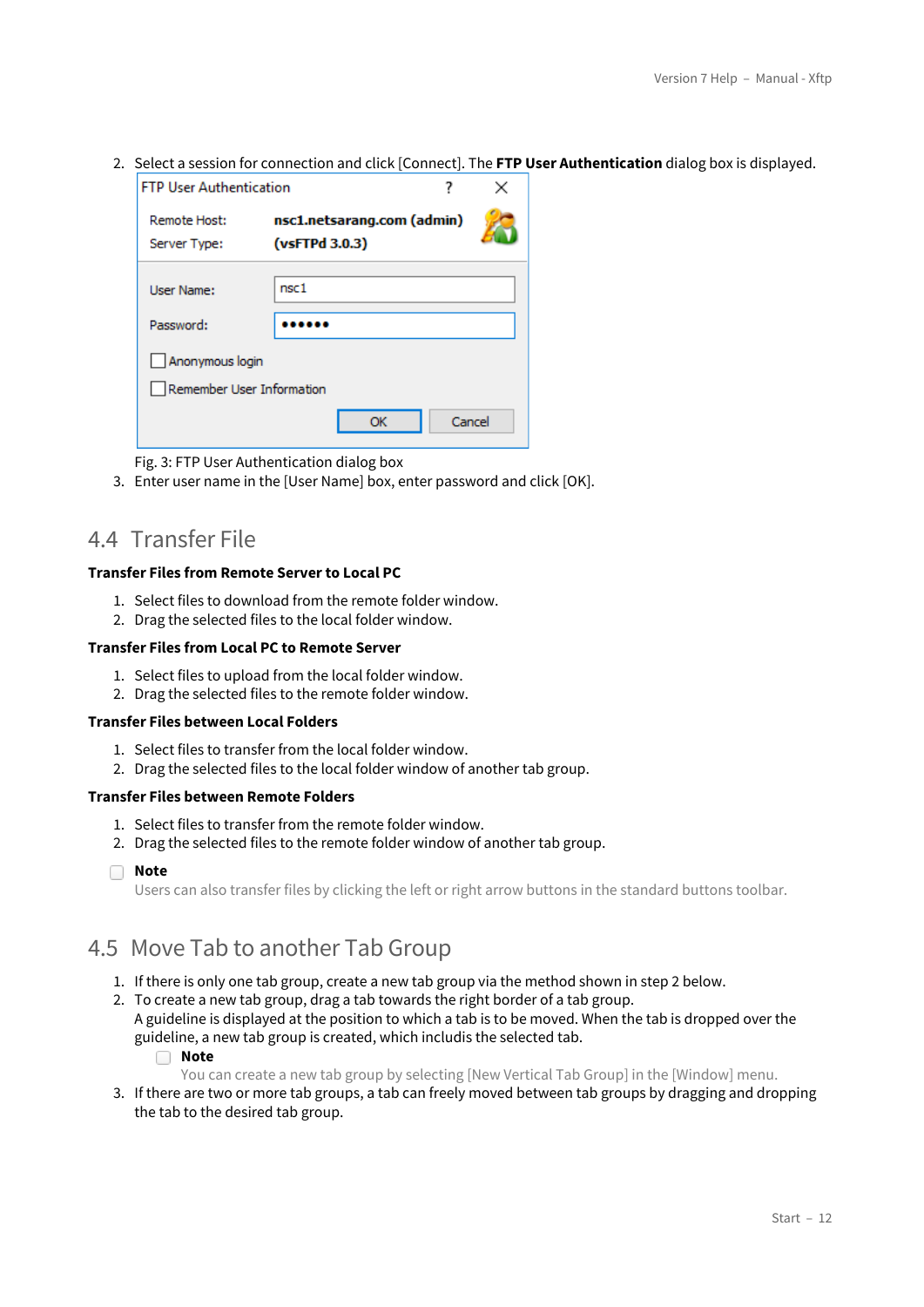2. Select a session for connection and click [Connect]. The **FTP User Authentication** dialog box is displayed.

Fig. 3: FTP User Authentication dialog box

3. Enter user name in the [User Name] box, enter password and click [OK].

## 4.4 Transfer File

**Transfer Files from Remote Server to Local PC**

1. Select files to download from the remote folder window.
2. Drag the selected files to the local folder window.

**Transfer Files from Local PC to Remote Server**

1. Select files to upload from the local folder window.
2. Drag the selected files to the remote folder window.

**Transfer Files between Local Folders**

1. Select files to transfer from the local folder window.
2. Drag the selected files to the local folder window of another tab group.

**Transfer Files between Remote Folders**

1. Select files to transfer from the remote folder window.
2. Drag the selected files to the remote folder window of another tab group.

**Note**
Users can also transfer files by clicking the left or right arrow buttons in the standard buttons toolbar.

## 4.5 Move Tab to another Tab Group

1. If there is only one tab group, create a new tab group via the method shown in step 2 below.
2. To create a new tab group, drag a tab towards the right border of a tab group.
   A guideline is displayed at the position to which a tab is to be moved. When the tab is dropped over the guideline, a new tab group is created, which includis the selected tab.

   **Note**
   You can create a new tab group by selecting [New Vertical Tab Group] in the [Window] menu.
3. If there are two or more tab groups, a tab can freely moved between tab groups by dragging and dropping the tab to the desired tab group.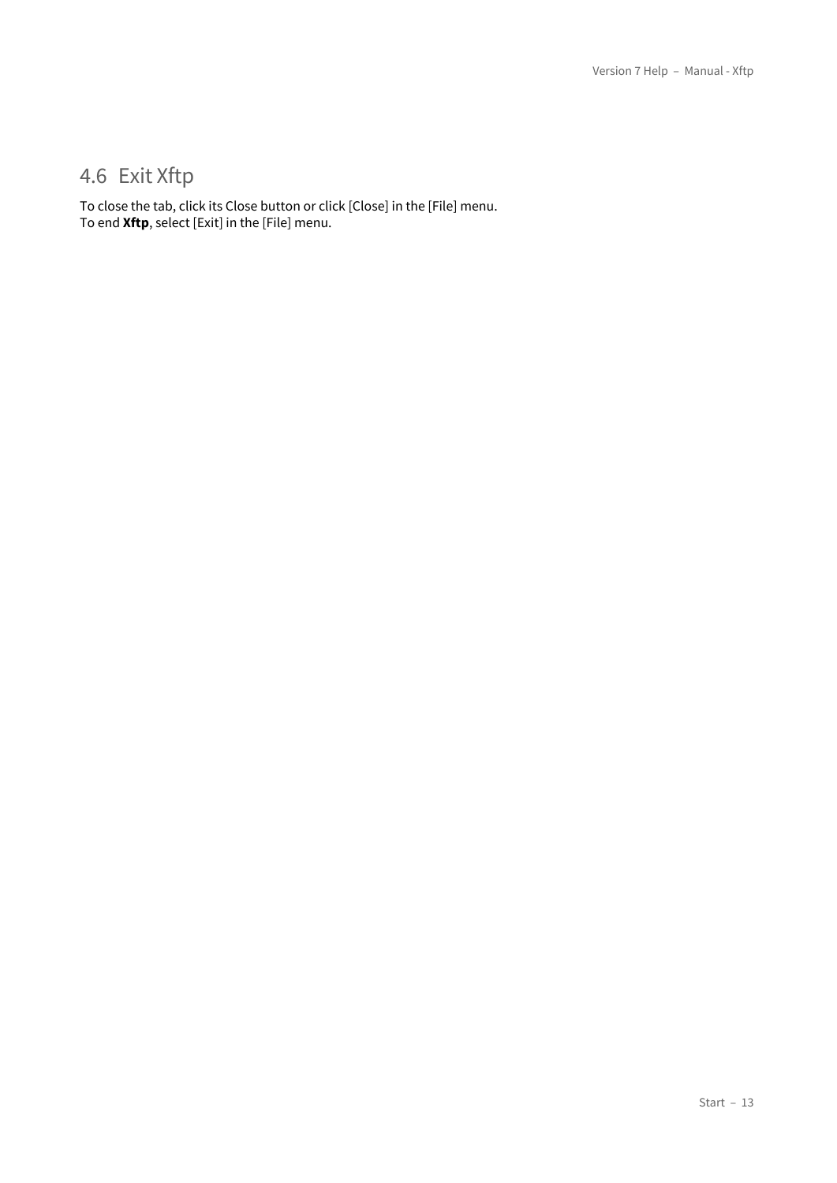## 4.6 Exit Xftp

To close the tab, click its Close button or click [Close] in the [File] menu.
To end **Xftp**, select [Exit] in the [File] menu.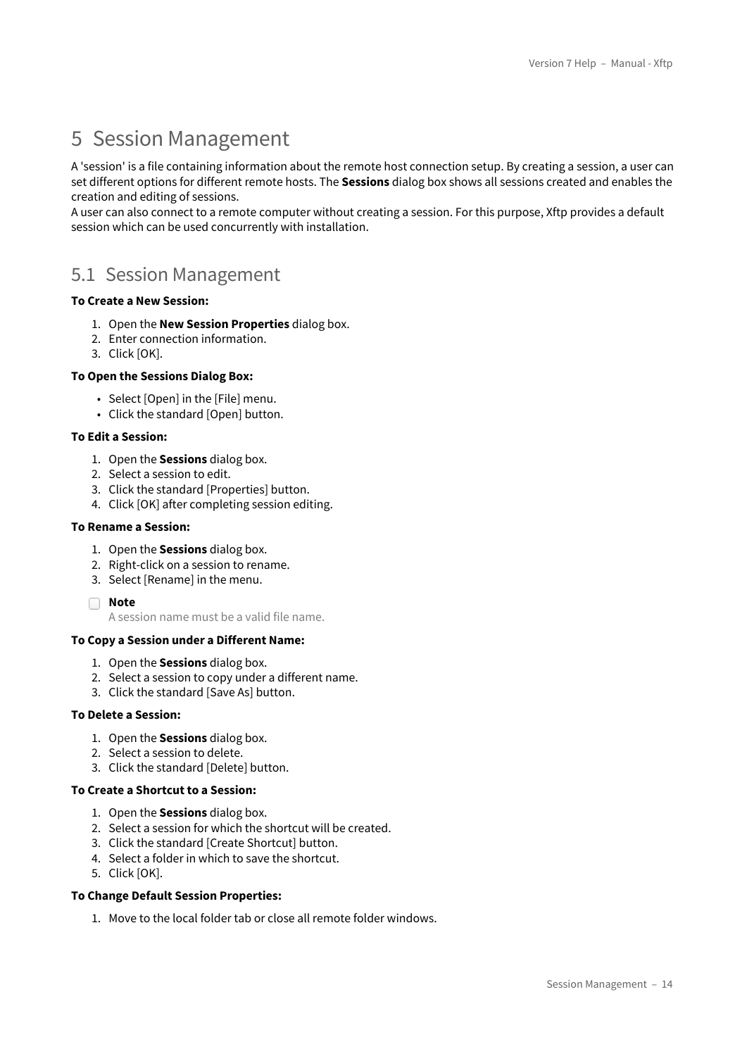# 5 Session Management

A 'session' is a file containing information about the remote host connection setup. By creating a session, a user can set different options for different remote hosts. The **Sessions** dialog box shows all sessions created and enables the creation and editing of sessions.
A user can also connect to a remote computer without creating a session. For this purpose, Xftp provides a default session which can be used concurrently with installation.

## 5.1 Session Management

**To Create a New Session:**

1. Open the **New Session Properties** dialog box.
2. Enter connection information.
3. Click [OK].

**To Open the Sessions Dialog Box:**

- Select [Open] in the [File] menu.
- Click the standard [Open] button.

**To Edit a Session:**

1. Open the **Sessions** dialog box.
2. Select a session to edit.
3. Click the standard [Properties] button.
4. Click [OK] after completing session editing.

**To Rename a Session:**

1. Open the **Sessions** dialog box.
2. Right-click on a session to rename.
3. Select [Rename] in the menu.

> **Note**
> A session name must be a valid file name.

**To Copy a Session under a Different Name:**

1. Open the **Sessions** dialog box.
2. Select a session to copy under a different name.
3. Click the standard [Save As] button.

**To Delete a Session:**

1. Open the **Sessions** dialog box.
2. Select a session to delete.
3. Click the standard [Delete] button.

**To Create a Shortcut to a Session:**

1. Open the **Sessions** dialog box.
2. Select a session for which the shortcut will be created.
3. Click the standard [Create Shortcut] button.
4. Select a folder in which to save the shortcut.
5. Click [OK].

**To Change Default Session Properties:**

1. Move to the local folder tab or close all remote folder windows.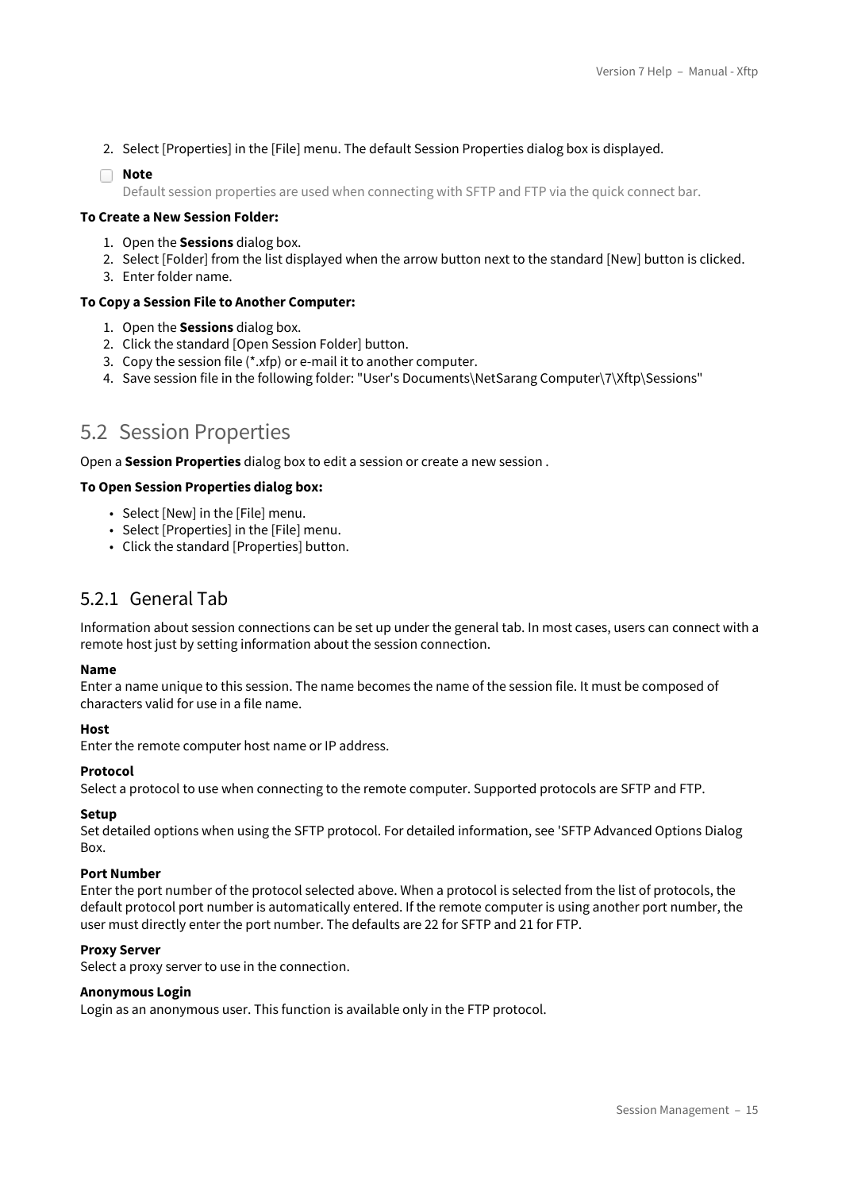2. Select [Properties] in the [File] menu. The default Session Properties dialog box is displayed.

> **Note**
> Default session properties are used when connecting with SFTP and FTP via the quick connect bar.

**To Create a New Session Folder:**

1. Open the **Sessions** dialog box.
2. Select [Folder] from the list displayed when the arrow button next to the standard [New] button is clicked.
3. Enter folder name.

**To Copy a Session File to Another Computer:**

1. Open the **Sessions** dialog box.
2. Click the standard [Open Session Folder] button.
3. Copy the session file (*.xfp) or e-mail it to another computer.
4. Save session file in the following folder: "User's Documents\NetSarang Computer\7\Xftp\Sessions"

## 5.2 Session Properties

Open a **Session Properties** dialog box to edit a session or create a new session .

**To Open Session Properties dialog box:**

- Select [New] in the [File] menu.
- Select [Properties] in the [File] menu.
- Click the standard [Properties] button.

### 5.2.1 General Tab

Information about session connections can be set up under the general tab. In most cases, users can connect with a remote host just by setting information about the session connection.

**Name**
Enter a name unique to this session. The name becomes the name of the session file. It must be composed of characters valid for use in a file name.

**Host**
Enter the remote computer host name or IP address.

**Protocol**
Select a protocol to use when connecting to the remote computer. Supported protocols are SFTP and FTP.

**Setup**
Set detailed options when using the SFTP protocol. For detailed information, see 'SFTP Advanced Options Dialog Box.

**Port Number**
Enter the port number of the protocol selected above. When a protocol is selected from the list of protocols, the default protocol port number is automatically entered. If the remote computer is using another port number, the user must directly enter the port number. The defaults are 22 for SFTP and 21 for FTP.

**Proxy Server**
Select a proxy server to use in the connection.

**Anonymous Login**
Login as an anonymous user. This function is available only in the FTP protocol.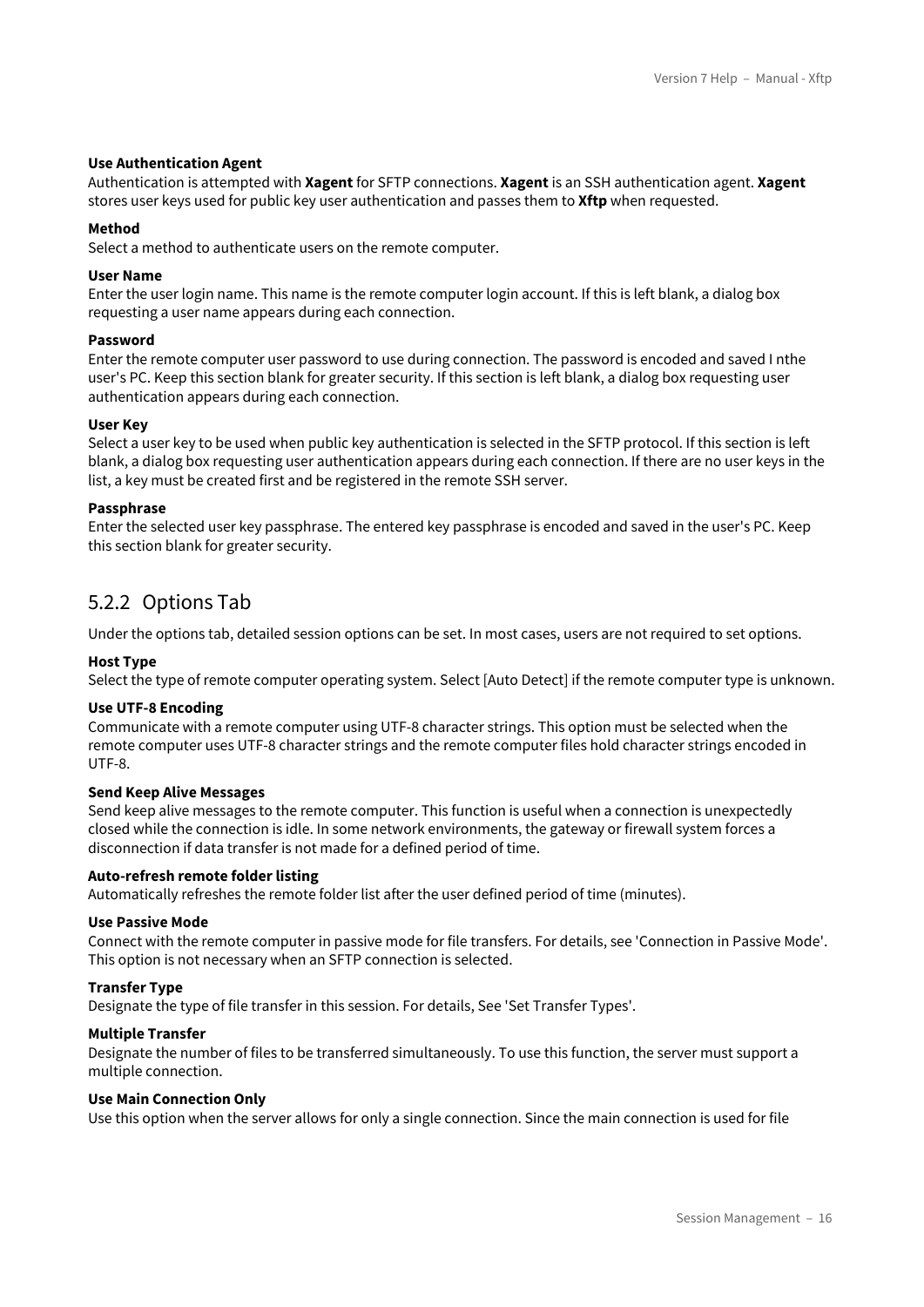**Use Authentication Agent**
Authentication is attempted with **Xagent** for SFTP connections. **Xagent** is an SSH authentication agent. **Xagent** stores user keys used for public key user authentication and passes them to **Xftp** when requested.

**Method**
Select a method to authenticate users on the remote computer.

**User Name**
Enter the user login name. This name is the remote computer login account. If this is left blank, a dialog box requesting a user name appears during each connection.

**Password**
Enter the remote computer user password to use during connection. The password is encoded and saved I nthe user's PC. Keep this section blank for greater security. If this section is left blank, a dialog box requesting user authentication appears during each connection.

**User Key**
Select a user key to be used when public key authentication is selected in the SFTP protocol. If this section is left blank, a dialog box requesting user authentication appears during each connection. If there are no user keys in the list, a key must be created first and be registered in the remote SSH server.

**Passphrase**
Enter the selected user key passphrase. The entered key passphrase is encoded and saved in the user's PC. Keep this section blank for greater security.

## 5.2.2 Options Tab

Under the options tab, detailed session options can be set. In most cases, users are not required to set options.

**Host Type**
Select the type of remote computer operating system. Select [Auto Detect] if the remote computer type is unknown.

**Use UTF-8 Encoding**
Communicate with a remote computer using UTF-8 character strings. This option must be selected when the remote computer uses UTF-8 character strings and the remote computer files hold character strings encoded in UTF-8.

**Send Keep Alive Messages**
Send keep alive messages to the remote computer. This function is useful when a connection is unexpectedly closed while the connection is idle. In some network environments, the gateway or firewall system forces a disconnection if data transfer is not made for a defined period of time.

**Auto-refresh remote folder listing**
Automatically refreshes the remote folder list after the user defined period of time (minutes).

**Use Passive Mode**
Connect with the remote computer in passive mode for file transfers. For details, see 'Connection in Passive Mode'. This option is not necessary when an SFTP connection is selected.

**Transfer Type**
Designate the type of file transfer in this session. For details, See 'Set Transfer Types'.

**Multiple Transfer**
Designate the number of files to be transferred simultaneously. To use this function, the server must support a multiple connection.

**Use Main Connection Only**
Use this option when the server allows for only a single connection. Since the main connection is used for file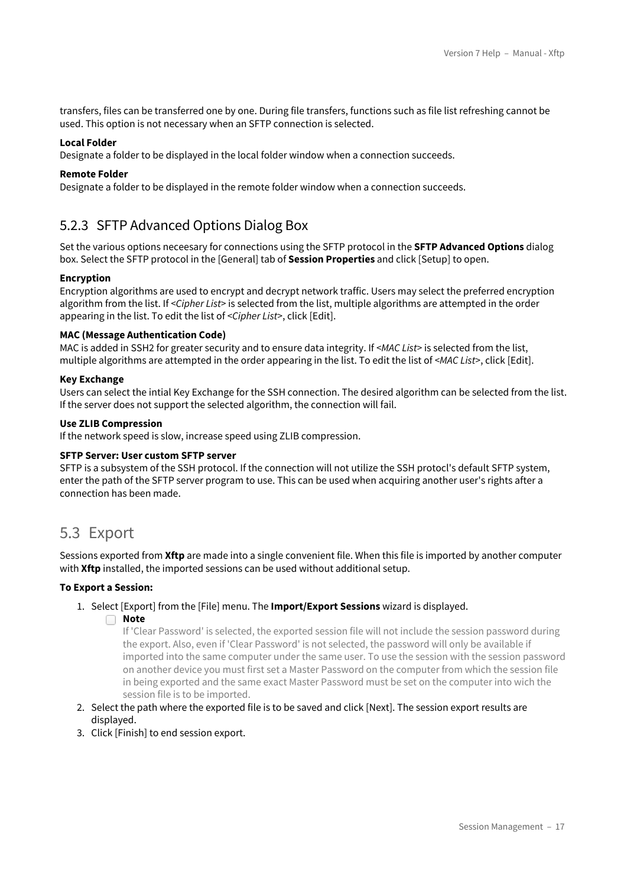transfers, files can be transferred one by one. During file transfers, functions such as file list refreshing cannot be used. This option is not necessary when an SFTP connection is selected.

**Local Folder**
Designate a folder to be displayed in the local folder window when a connection succeeds.

**Remote Folder**
Designate a folder to be displayed in the remote folder window when a connection succeeds.

## 5.2.3 SFTP Advanced Options Dialog Box

Set the various options neceesary for connections using the SFTP protocol in the **SFTP Advanced Options** dialog box. Select the SFTP protocol in the [General] tab of **Session Properties** and click [Setup] to open.

**Encryption**
Encryption algorithms are used to encrypt and decrypt network traffic. Users may select the preferred encryption algorithm from the list. If <*Cipher List*> is selected from the list, multiple algorithms are attempted in the order appearing in the list. To edit the list of <*Cipher List*>, click [Edit].

**MAC (Message Authentication Code)**
MAC is added in SSH2 for greater security and to ensure data integrity. If <*MAC List*> is selected from the list, multiple algorithms are attempted in the order appearing in the list. To edit the list of <*MAC List*>, click [Edit].

**Key Exchange**
Users can select the intial Key Exchange for the SSH connection. The desired algorithm can be selected from the list. If the server does not support the selected algorithm, the connection will fail.

**Use ZLIB Compression**
If the network speed is slow, increase speed using ZLIB compression.

**SFTP Server: User custom SFTP server**
SFTP is a subsystem of the SSH protocol. If the connection will not utilize the SSH protocl's default SFTP system, enter the path of the SFTP server program to use. This can be used when acquiring another user's rights after a connection has been made.

## 5.3 Export

Sessions exported from **Xftp** are made into a single convenient file. When this file is imported by another computer with **Xftp** installed, the imported sessions can be used without additional setup.

**To Export a Session:**

1. Select [Export] from the [File] menu. The **Import/Export Sessions** wizard is displayed.
   **Note**
   If 'Clear Password' is selected, the exported session file will not include the session password during the export. Also, even if 'Clear Password' is not selected, the password will only be available if imported into the same computer under the same user. To use the session with the session password on another device you must first set a Master Password on the computer from which the session file in being exported and the same exact Master Password must be set on the computer into wich the session file is to be imported.
2. Select the path where the exported file is to be saved and click [Next]. The session export results are displayed.
3. Click [Finish] to end session export.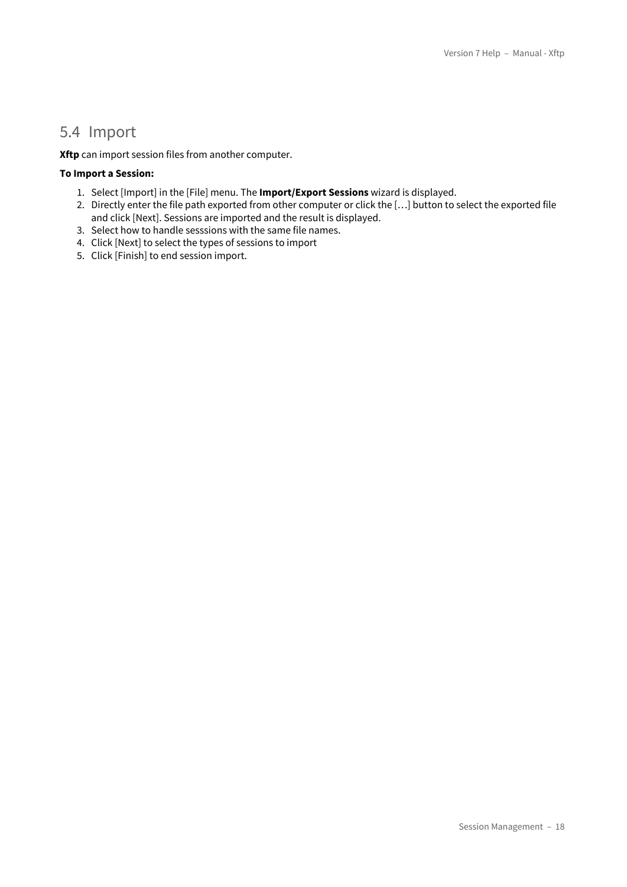## 5.4 Import

**Xftp** can import session files from another computer.

**To Import a Session:**

1. Select [Import] in the [File] menu. The **Import/Export Sessions** wizard is displayed.
2. Directly enter the file path exported from other computer or click the […] button to select the exported file and click [Next]. Sessions are imported and the result is displayed.
3. Select how to handle sesssions with the same file names.
4. Click [Next] to select the types of sessions to import
5. Click [Finish] to end session import.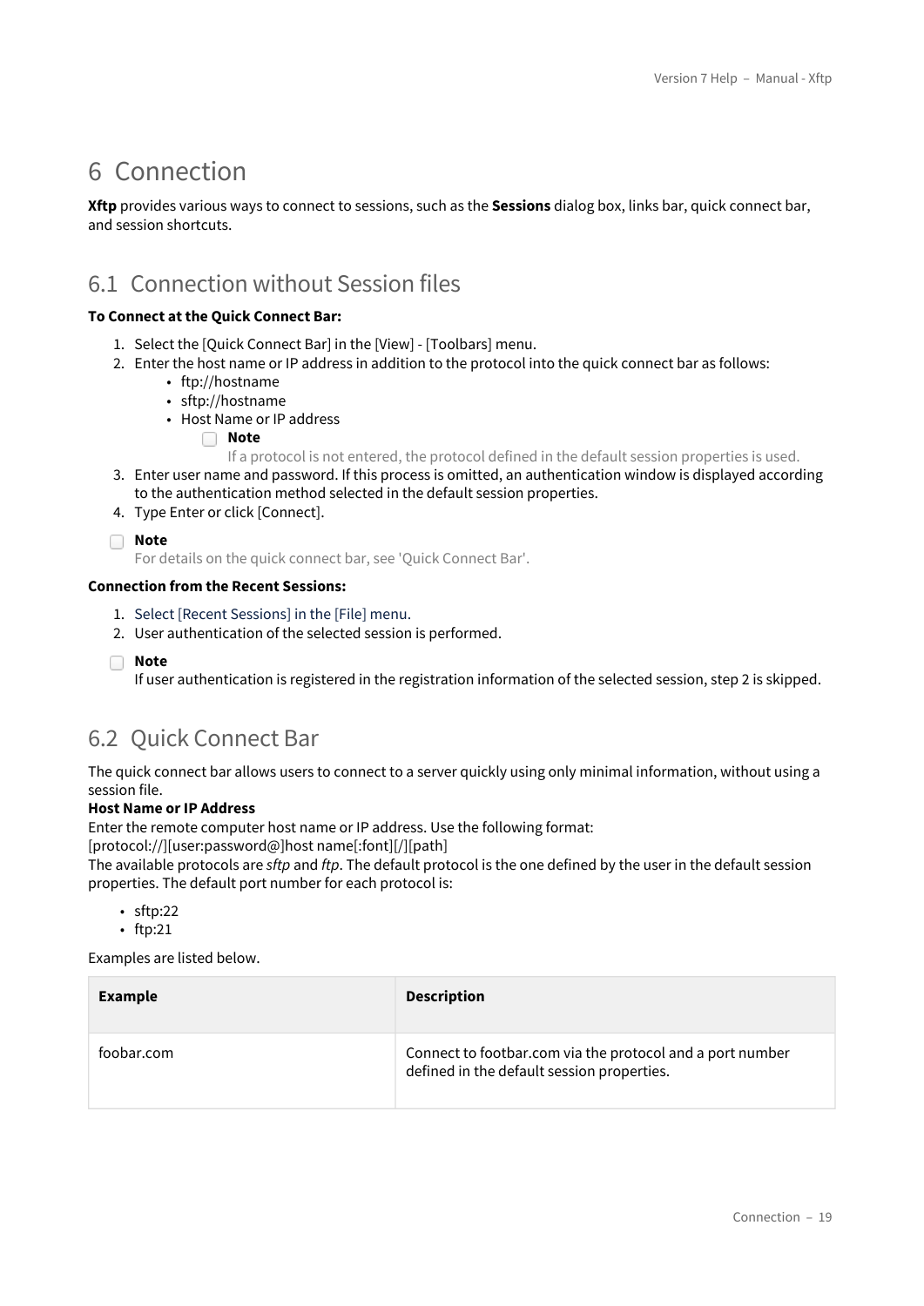# 6 Connection

**Xftp** provides various ways to connect to sessions, such as the **Sessions** dialog box, links bar, quick connect bar, and session shortcuts.

## 6.1 Connection without Session files

**To Connect at the Quick Connect Bar:**

1. Select the [Quick Connect Bar] in the [View] - [Toolbars] menu.
2. Enter the host name or IP address in addition to the protocol into the quick connect bar as follows:
    - ftp://hostname
    - sftp://hostname
    - Host Name or IP address

      **Note**
      If a protocol is not entered, the protocol defined in the default session properties is used.
3. Enter user name and password. If this process is omitted, an authentication window is displayed according to the authentication method selected in the default session properties.
4. Type Enter or click [Connect].

**Note**
For details on the quick connect bar, see 'Quick Connect Bar'.

**Connection from the Recent Sessions:**

1. Select [Recent Sessions] in the [File] menu.
2. User authentication of the selected session is performed.

**Note**
If user authentication is registered in the registration information of the selected session, step 2 is skipped.

## 6.2 Quick Connect Bar

The quick connect bar allows users to connect to a server quickly using only minimal information, without using a session file.

**Host Name or IP Address**
Enter the remote computer host name or IP address. Use the following format:
[protocol://][user:password@]host name[:font][/][path]
The available protocols are *sftp* and *ftp*. The default protocol is the one defined by the user in the default session properties. The default port number for each protocol is:

- sftp:22
- ftp:21

Examples are listed below.

| Example | Description |
| --- | --- |
| foobar.com | Connect to footbar.com via the protocol and a port number defined in the default session properties. |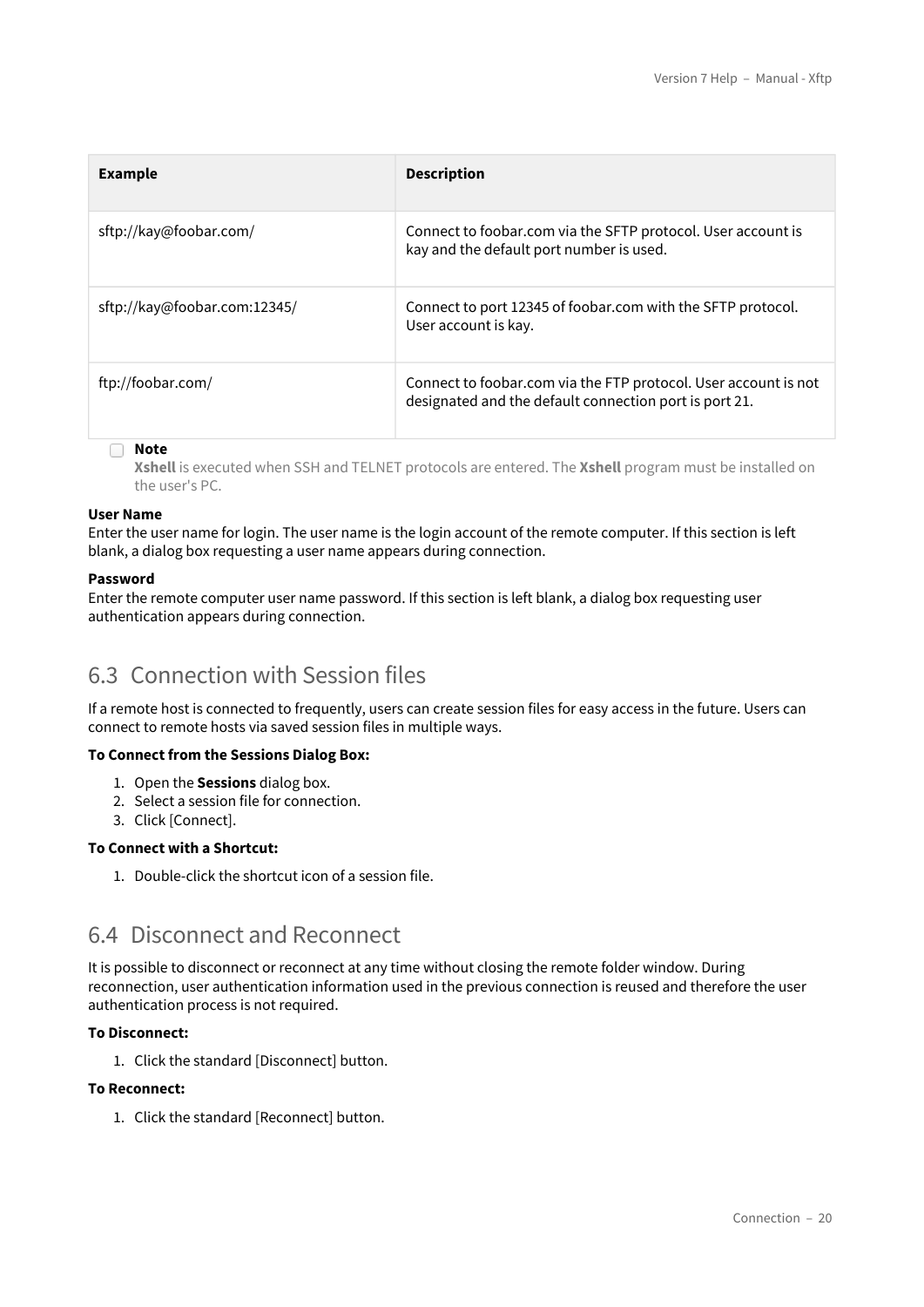| Example | Description |
| --- | --- |
| sftp://kay@foobar.com/ | Connect to foobar.com via the SFTP protocol. User account is kay and the default port number is used. |
| sftp://kay@foobar.com:12345/ | Connect to port 12345 of foobar.com with the SFTP protocol. User account is kay. |
| ftp://foobar.com/ | Connect to foobar.com via the FTP protocol. User account is not designated and the default connection port is port 21. |

**Note**
**Xshell** is executed when SSH and TELNET protocols are entered. The **Xshell** program must be installed on the user's PC.

**User Name**
Enter the user name for login. The user name is the login account of the remote computer. If this section is left blank, a dialog box requesting a user name appears during connection.

**Password**
Enter the remote computer user name password. If this section is left blank, a dialog box requesting user authentication appears during connection.

## 6.3 Connection with Session files

If a remote host is connected to frequently, users can create session files for easy access in the future. Users can connect to remote hosts via saved session files in multiple ways.

**To Connect from the Sessions Dialog Box:**

1. Open the **Sessions** dialog box.
2. Select a session file for connection.
3. Click [Connect].

**To Connect with a Shortcut:**

1. Double-click the shortcut icon of a session file.

## 6.4 Disconnect and Reconnect

It is possible to disconnect or reconnect at any time without closing the remote folder window. During reconnection, user authentication information used in the previous connection is reused and therefore the user authentication process is not required.

**To Disconnect:**

1. Click the standard [Disconnect] button.

**To Reconnect:**

1. Click the standard [Reconnect] button.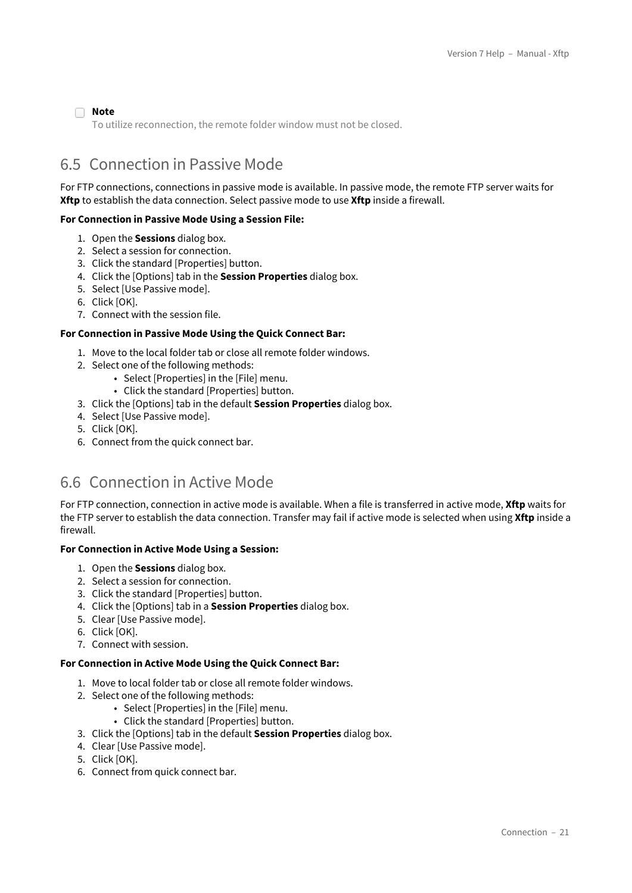**Note**

To utilize reconnection, the remote folder window must not be closed.

## 6.5 Connection in Passive Mode

For FTP connections, connections in passive mode is available. In passive mode, the remote FTP server waits for **Xftp** to establish the data connection. Select passive mode to use **Xftp** inside a firewall.

**For Connection in Passive Mode Using a Session File:**

1. Open the **Sessions** dialog box.
2. Select a session for connection.
3. Click the standard [Properties] button.
4. Click the [Options] tab in the **Session Properties** dialog box.
5. Select [Use Passive mode].
6. Click [OK].
7. Connect with the session file.

**For Connection in Passive Mode Using the Quick Connect Bar:**

1. Move to the local folder tab or close all remote folder windows.
2. Select one of the following methods:
    - Select [Properties] in the [File] menu.
    - Click the standard [Properties] button.
3. Click the [Options] tab in the default **Session Properties** dialog box.
4. Select [Use Passive mode].
5. Click [OK].
6. Connect from the quick connect bar.

## 6.6 Connection in Active Mode

For FTP connection, connection in active mode is available. When a file is transferred in active mode, **Xftp** waits for the FTP server to establish the data connection. Transfer may fail if active mode is selected when using **Xftp** inside a firewall.

**For Connection in Active Mode Using a Session:**

1. Open the **Sessions** dialog box.
2. Select a session for connection.
3. Click the standard [Properties] button.
4. Click the [Options] tab in a **Session Properties** dialog box.
5. Clear [Use Passive mode].
6. Click [OK].
7. Connect with session.

**For Connection in Active Mode Using the Quick Connect Bar:**

1. Move to local folder tab or close all remote folder windows.
2. Select one of the following methods:
    - Select [Properties] in the [File] menu.
    - Click the standard [Properties] button.
3. Click the [Options] tab in the default **Session Properties** dialog box.
4. Clear [Use Passive mode].
5. Click [OK].
6. Connect from quick connect bar.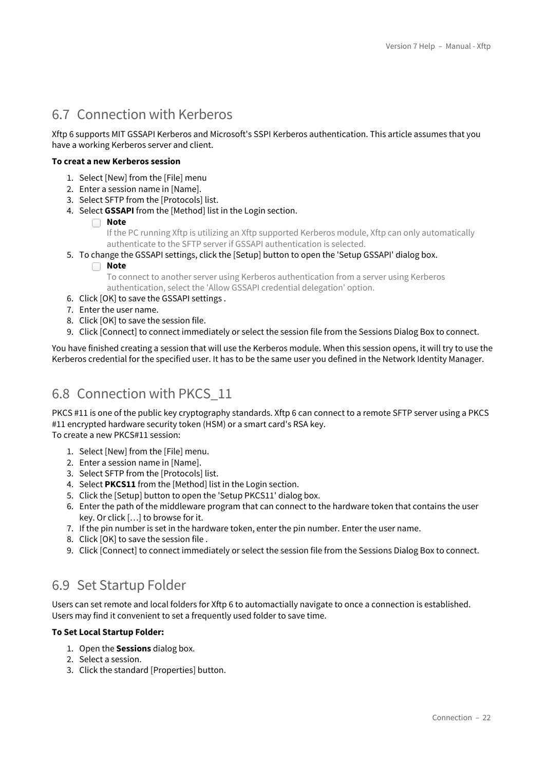## 6.7 Connection with Kerberos

Xftp 6 supports MIT GSSAPI Kerberos and Microsoft's SSPI Kerberos authentication. This article assumes that you have a working Kerberos server and client.

**To creat a new Kerberos session**

1. Select [New] from the [File] menu
2. Enter a session name in [Name].
3. Select SFTP from the [Protocols] list.
4. Select **GSSAPI** from the [Method] list in the Login section.
   - **Note**
     If the PC running Xftp is utilizing an Xftp supported Kerberos module, Xftp can only automatically authenticate to the SFTP server if GSSAPI authentication is selected.
5. To change the GSSAPI settings, click the [Setup] button to open the 'Setup GSSAPI' dialog box.
   - **Note**
     To connect to another server using Kerberos authentication from a server using Kerberos authentication, select the 'Allow GSSAPI credential delegation' option.
6. Click [OK] to save the GSSAPI settings .
7. Enter the user name.
8. Click [OK] to save the session file.
9. Click [Connect] to connect immediately or select the session file from the Sessions Dialog Box to connect.

You have finished creating a session that will use the Kerberos module. When this session opens, it will try to use the Kerberos credential for the specified user. It has to be the same user you defined in the Network Identity Manager.

## 6.8 Connection with PKCS_11

PKCS #11 is one of the public key cryptography standards. Xftp 6 can connect to a remote SFTP server using a PKCS #11 encrypted hardware security token (HSM) or a smart card's RSA key.
To create a new PKCS#11 session:

1. Select [New] from the [File] menu.
2. Enter a session name in [Name].
3. Select SFTP from the [Protocols] list.
4. Select **PKCS11** from the [Method] list in the Login section.
5. Click the [Setup] button to open the 'Setup PKCS11' dialog box.
6. Enter the path of the middleware program that can connect to the hardware token that contains the user key. Or click […] to browse for it.
7. If the pin number is set in the hardware token, enter the pin number. Enter the user name.
8. Click [OK] to save the session file .
9. Click [Connect] to connect immediately or select the session file from the Sessions Dialog Box to connect.

## 6.9 Set Startup Folder

Users can set remote and local folders for Xftp 6 to automactially navigate to once a connection is established. Users may find it convenient to set a frequently used folder to save time.

**To Set Local Startup Folder:**

1. Open the **Sessions** dialog box.
2. Select a session.
3. Click the standard [Properties] button.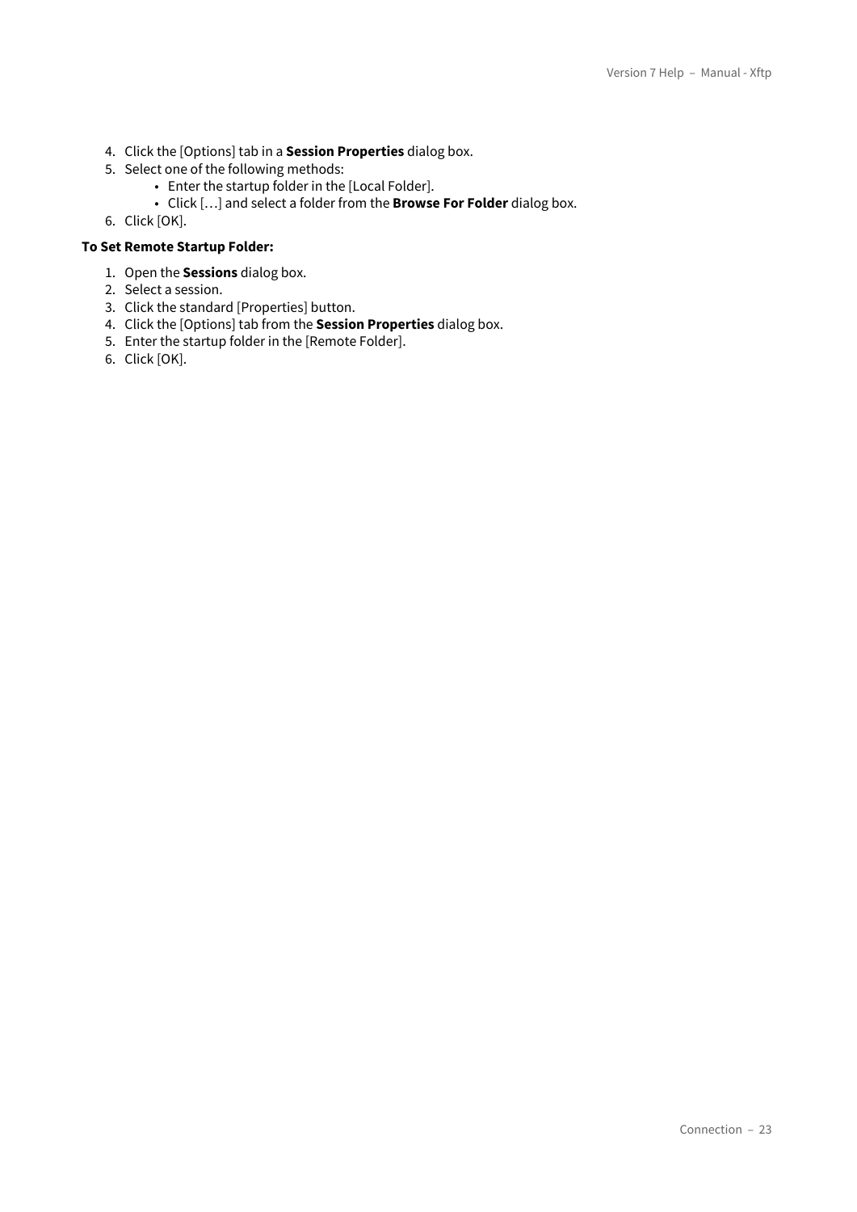4. Click the [Options] tab in a **Session Properties** dialog box.
5. Select one of the following methods:
    - Enter the startup folder in the [Local Folder].
    - Click […] and select a folder from the **Browse For Folder** dialog box.
6. Click [OK].

**To Set Remote Startup Folder:**

1. Open the **Sessions** dialog box.
2. Select a session.
3. Click the standard [Properties] button.
4. Click the [Options] tab from the **Session Properties** dialog box.
5. Enter the startup folder in the [Remote Folder].
6. Click [OK].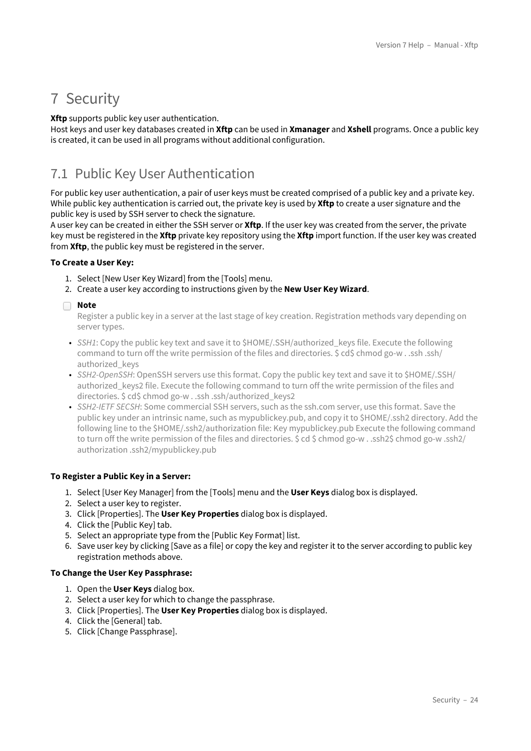# 7 Security

**Xftp** supports public key user authentication.
Host keys and user key databases created in **Xftp** can be used in **Xmanager** and **Xshell** programs. Once a public key is created, it can be used in all programs without additional configuration.

## 7.1 Public Key User Authentication

For public key user authentication, a pair of user keys must be created comprised of a public key and a private key. While public key authentication is carried out, the private key is used by **Xftp** to create a user signature and the public key is used by SSH server to check the signature.
A user key can be created in either the SSH server or **Xftp**. If the user key was created from the server, the private key must be registered in the **Xftp** private key repository using the **Xftp** import function. If the user key was created from **Xftp**, the public key must be registered in the server.

**To Create a User Key:**

1. Select [New User Key Wizard] from the [Tools] menu.
2. Create a user key according to instructions given by the **New User Key Wizard**.

**Note**
Register a public key in a server at the last stage of key creation. Registration methods vary depending on server types.

- *SSH1*: Copy the public key text and save it to $HOME/.SSH/authorized_keys file. Execute the following command to turn off the write permission of the files and directories. $ cd$ chmod go-w . .ssh .ssh/authorized_keys
- *SSH2-OpenSSH*: OpenSSH servers use this format. Copy the public key text and save it to $HOME/.SSH/authorized_keys2 file. Execute the following command to turn off the write permission of the files and directories. $ cd$ chmod go-w . .ssh .ssh/authorized_keys2
- *SSH2-IETF SECSH*: Some commercial SSH servers, such as the ssh.com server, use this format. Save the public key under an intrinsic name, such as mypublickey.pub, and copy it to $HOME/.ssh2 directory. Add the following line to the $HOME/.ssh2/authorization file: Key mypublickey.pub Execute the following command to turn off the write permission of the files and directories. $ cd $ chmod go-w . .ssh2$ chmod go-w .ssh2/authorization .ssh2/mypublickey.pub

**To Register a Public Key in a Server:**

1. Select [User Key Manager] from the [Tools] menu and the **User Keys** dialog box is displayed.
2. Select a user key to register.
3. Click [Properties]. The **User Key Properties** dialog box is displayed.
4. Click the [Public Key] tab.
5. Select an appropriate type from the [Public Key Format] list.
6. Save user key by clicking [Save as a file] or copy the key and register it to the server according to public key registration methods above.

**To Change the User Key Passphrase:**

1. Open the **User Keys** dialog box.
2. Select a user key for which to change the passphrase.
3. Click [Properties]. The **User Key Properties** dialog box is displayed.
4. Click the [General] tab.
5. Click [Change Passphrase].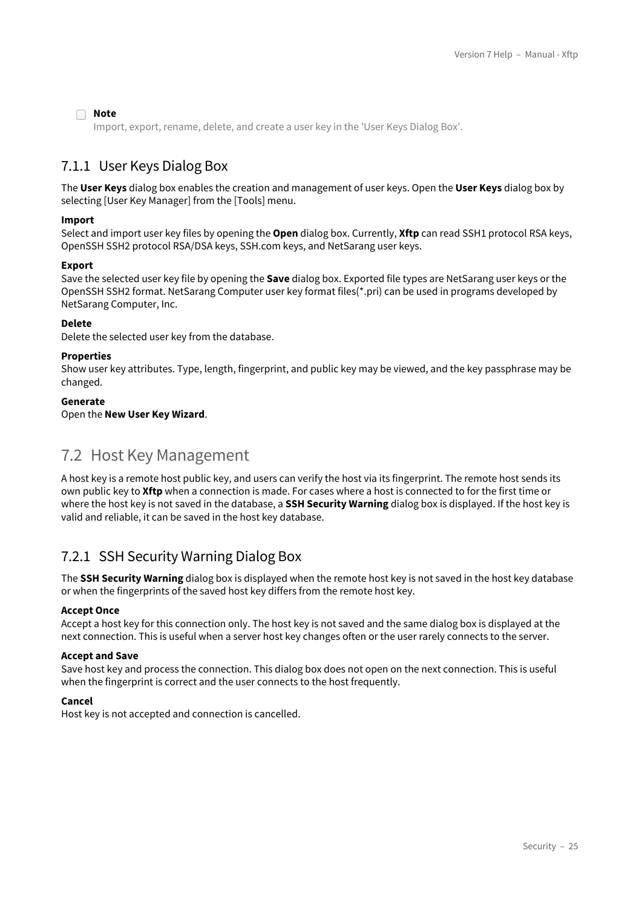> **Note**
> Import, export, rename, delete, and create a user key in the 'User Keys Dialog Box'.

### 7.1.1 User Keys Dialog Box

The **User Keys** dialog box enables the creation and management of user keys. Open the **User Keys** dialog box by selecting [User Key Manager] from the [Tools] menu.

**Import**
Select and import user key files by opening the **Open** dialog box. Currently, **Xftp** can read SSH1 protocol RSA keys, OpenSSH SSH2 protocol RSA/DSA keys, SSH.com keys, and NetSarang user keys.

**Export**
Save the selected user key file by opening the **Save** dialog box. Exported file types are NetSarang user keys or the OpenSSH SSH2 format. NetSarang Computer user key format files(*.pri) can be used in programs developed by NetSarang Computer, Inc.

**Delete**
Delete the selected user key from the database.

**Properties**
Show user key attributes. Type, length, fingerprint, and public key may be viewed, and the key passphrase may be changed.

**Generate**
Open the **New User Key Wizard**.

## 7.2 Host Key Management

A host key is a remote host public key, and users can verify the host via its fingerprint. The remote host sends its own public key to **Xftp** when a connection is made. For cases where a host is connected to for the first time or where the host key is not saved in the database, a **SSH Security Warning** dialog box is displayed. If the host key is valid and reliable, it can be saved in the host key database.

### 7.2.1 SSH Security Warning Dialog Box

The **SSH Security Warning** dialog box is displayed when the remote host key is not saved in the host key database or when the fingerprints of the saved host key differs from the remote host key.

**Accept Once**
Accept a host key for this connection only. The host key is not saved and the same dialog box is displayed at the next connection. This is useful when a server host key changes often or the user rarely connects to the server.

**Accept and Save**
Save host key and process the connection. This dialog box does not open on the next connection. This is useful when the fingerprint is correct and the user connects to the host frequently.

**Cancel**
Host key is not accepted and connection is cancelled.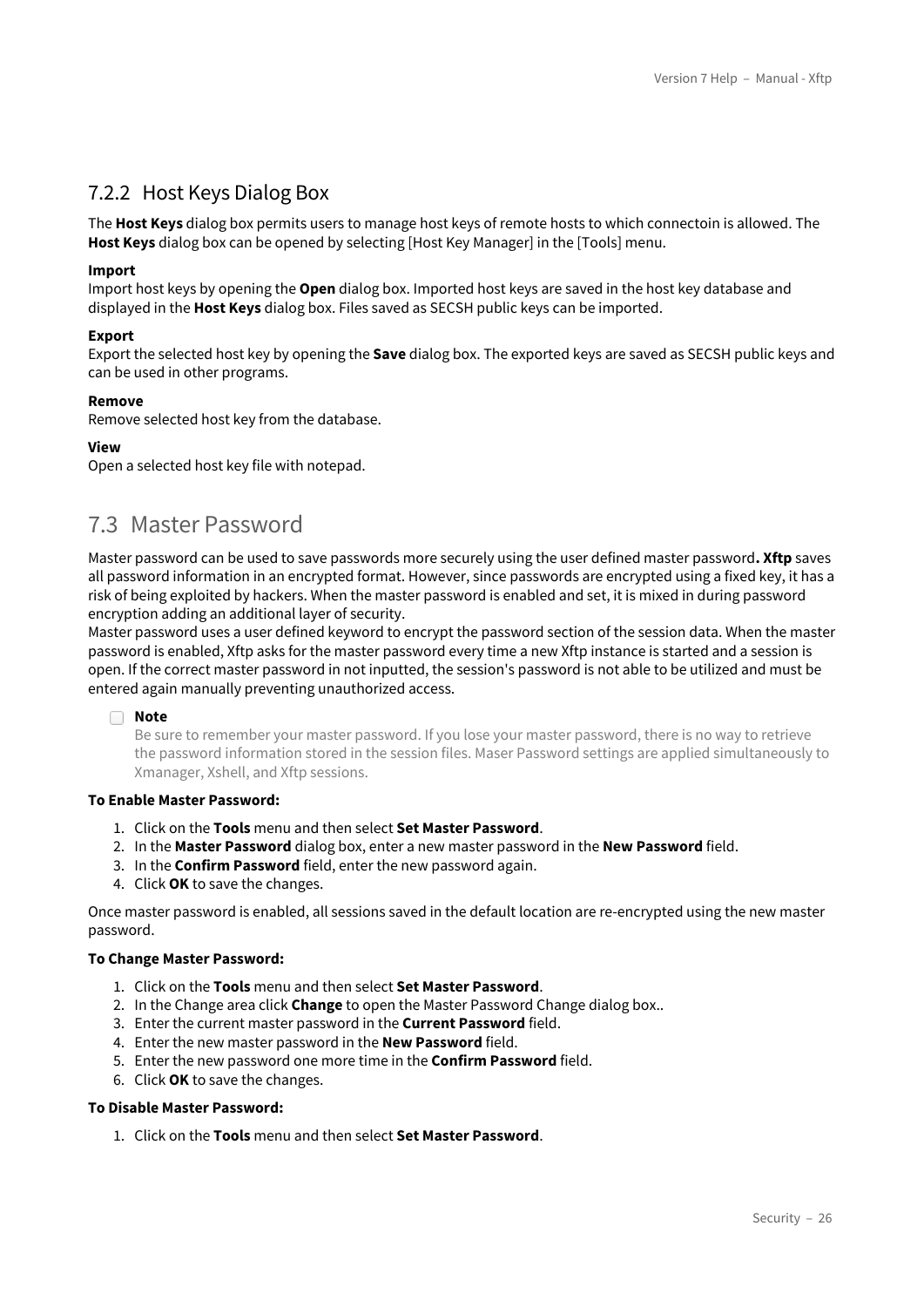## 7.2.2 Host Keys Dialog Box

The **Host Keys** dialog box permits users to manage host keys of remote hosts to which connectoin is allowed. The **Host Keys** dialog box can be opened by selecting [Host Key Manager] in the [Tools] menu.

**Import**
Import host keys by opening the **Open** dialog box. Imported host keys are saved in the host key database and displayed in the **Host Keys** dialog box. Files saved as SECSH public keys can be imported.

**Export**
Export the selected host key by opening the **Save** dialog box. The exported keys are saved as SECSH public keys and can be used in other programs.

**Remove**
Remove selected host key from the database.

**View**
Open a selected host key file with notepad.

# 7.3 Master Password

Master password can be used to save passwords more securely using the user defined master password**. Xftp** saves all password information in an encrypted format. However, since passwords are encrypted using a fixed key, it has a risk of being exploited by hackers. When the master password is enabled and set, it is mixed in during password encryption adding an additional layer of security.
Master password uses a user defined keyword to encrypt the password section of the session data. When the master password is enabled, Xftp asks for the master password every time a new Xftp instance is started and a session is open. If the correct master password in not inputted, the session's password is not able to be utilized and must be entered again manually preventing unauthorized access.

> **Note**
> Be sure to remember your master password. If you lose your master password, there is no way to retrieve the password information stored in the session files. Maser Password settings are applied simultaneously to Xmanager, Xshell, and Xftp sessions.

**To Enable Master Password:**

1. Click on the **Tools** menu and then select **Set Master Password**.
2. In the **Master Password** dialog box, enter a new master password in the **New Password** field.
3. In the **Confirm Password** field, enter the new password again.
4. Click **OK** to save the changes.

Once master password is enabled, all sessions saved in the default location are re-encrypted using the new master password.

**To Change Master Password:**

1. Click on the **Tools** menu and then select **Set Master Password**.
2. In the Change area click **Change** to open the Master Password Change dialog box..
3. Enter the current master password in the **Current Password** field.
4. Enter the new master password in the **New Password** field.
5. Enter the new password one more time in the **Confirm Password** field.
6. Click **OK** to save the changes.

**To Disable Master Password:**

1. Click on the **Tools** menu and then select **Set Master Password**.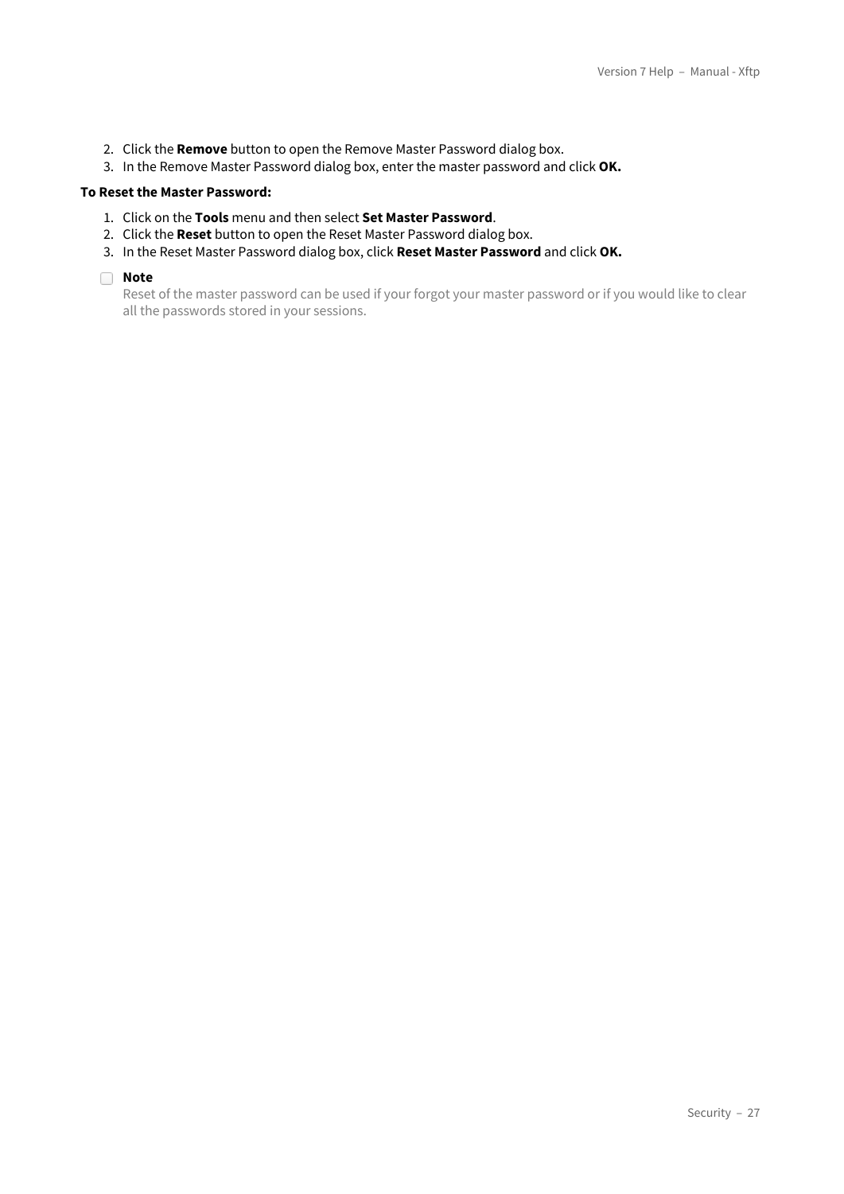2. Click the **Remove** button to open the Remove Master Password dialog box.
3. In the Remove Master Password dialog box, enter the master password and click **OK.**

**To Reset the Master Password:**

1. Click on the **Tools** menu and then select **Set Master Password**.
2. Click the **Reset** button to open the Reset Master Password dialog box.
3. In the Reset Master Password dialog box, click **Reset Master Password** and click **OK.**

**Note**

Reset of the master password can be used if your forgot your master password or if you would like to clear all the passwords stored in your sessions.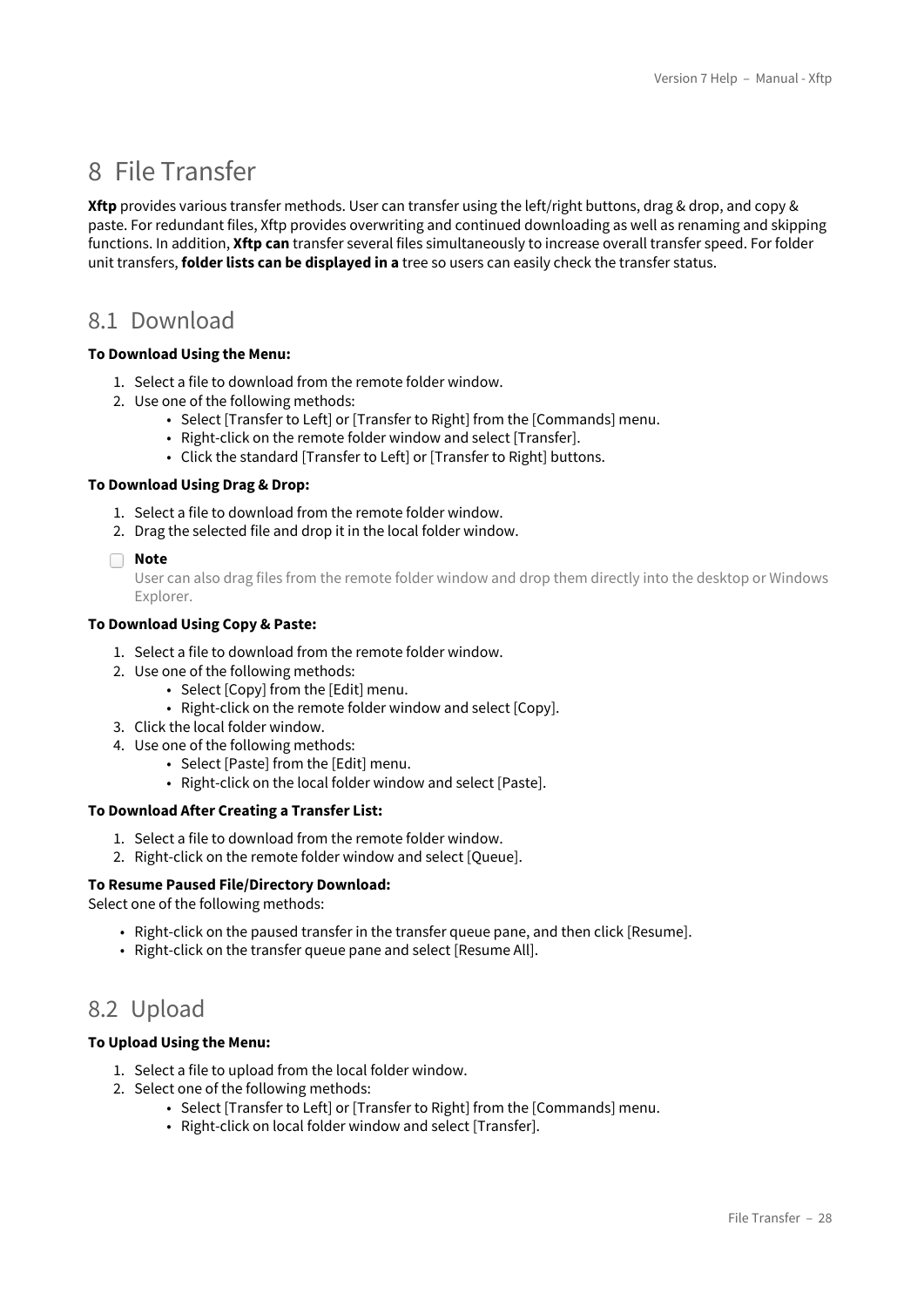# 8 File Transfer

**Xftp** provides various transfer methods. User can transfer using the left/right buttons, drag & drop, and copy & paste. For redundant files, Xftp provides overwriting and continued downloading as well as renaming and skipping functions. In addition, **Xftp can** transfer several files simultaneously to increase overall transfer speed. For folder unit transfers, **folder lists can be displayed in a** tree so users can easily check the transfer status.

## 8.1 Download

**To Download Using the Menu:**

1. Select a file to download from the remote folder window.
2. Use one of the following methods:
    - Select [Transfer to Left] or [Transfer to Right] from the [Commands] menu.
    - Right-click on the remote folder window and select [Transfer].
    - Click the standard [Transfer to Left] or [Transfer to Right] buttons.

**To Download Using Drag & Drop:**

1. Select a file to download from the remote folder window.
2. Drag the selected file and drop it in the local folder window.

**Note**
User can also drag files from the remote folder window and drop them directly into the desktop or Windows Explorer.

**To Download Using Copy & Paste:**

1. Select a file to download from the remote folder window.
2. Use one of the following methods:
    - Select [Copy] from the [Edit] menu.
    - Right-click on the remote folder window and select [Copy].
3. Click the local folder window.
4. Use one of the following methods:
    - Select [Paste] from the [Edit] menu.
    - Right-click on the local folder window and select [Paste].

**To Download After Creating a Transfer List:**

1. Select a file to download from the remote folder window.
2. Right-click on the remote folder window and select [Queue].

**To Resume Paused File/Directory Download:**
Select one of the following methods:

- Right-click on the paused transfer in the transfer queue pane, and then click [Resume].
- Right-click on the transfer queue pane and select [Resume All].

## 8.2 Upload

**To Upload Using the Menu:**

1. Select a file to upload from the local folder window.
2. Select one of the following methods:
    - Select [Transfer to Left] or [Transfer to Right] from the [Commands] menu.
    - Right-click on local folder window and select [Transfer].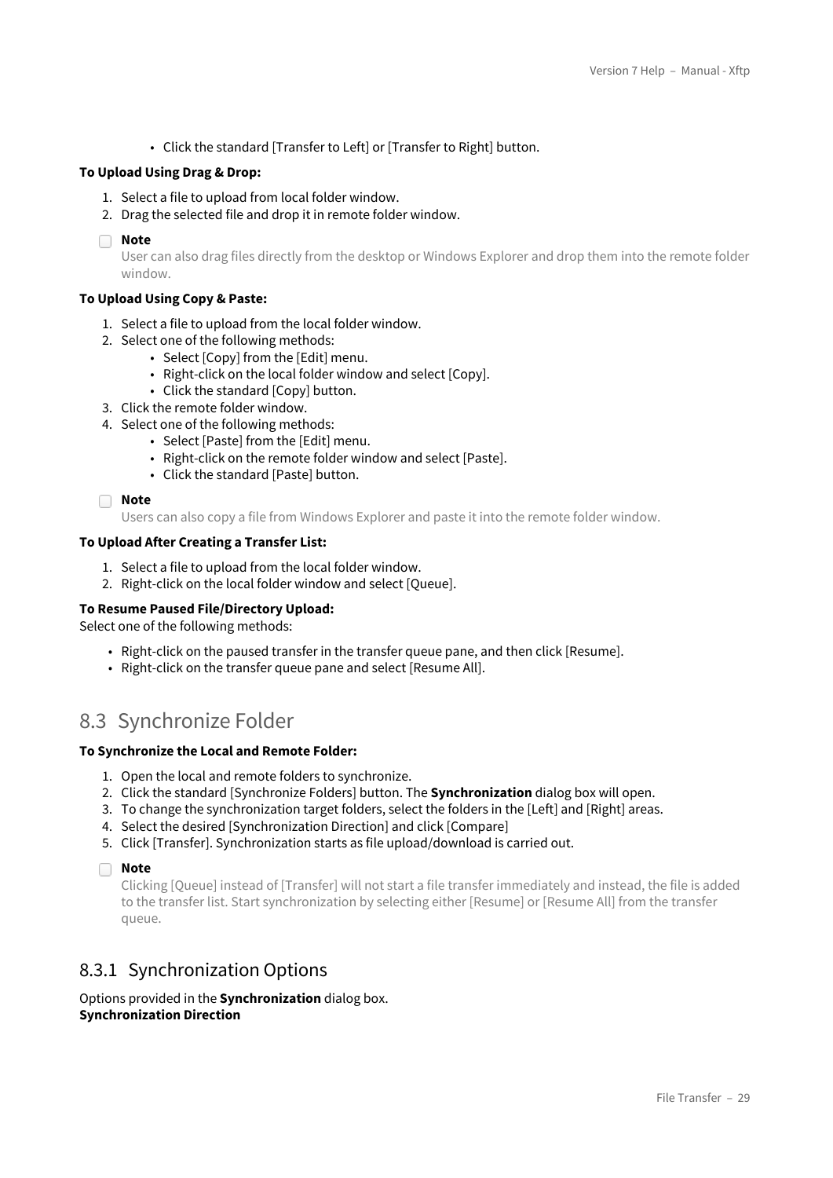- Click the standard [Transfer to Left] or [Transfer to Right] button.

**To Upload Using Drag & Drop:**

1. Select a file to upload from local folder window.
2. Drag the selected file and drop it in remote folder window.

> **Note**
> User can also drag files directly from the desktop or Windows Explorer and drop them into the remote folder window.

**To Upload Using Copy & Paste:**

1. Select a file to upload from the local folder window.
2. Select one of the following methods:
   - Select [Copy] from the [Edit] menu.
   - Right-click on the local folder window and select [Copy].
   - Click the standard [Copy] button.
3. Click the remote folder window.
4. Select one of the following methods:
   - Select [Paste] from the [Edit] menu.
   - Right-click on the remote folder window and select [Paste].
   - Click the standard [Paste] button.

> **Note**
> Users can also copy a file from Windows Explorer and paste it into the remote folder window.

**To Upload After Creating a Transfer List:**

1. Select a file to upload from the local folder window.
2. Right-click on the local folder window and select [Queue].

**To Resume Paused File/Directory Upload:**
Select one of the following methods:

- Right-click on the paused transfer in the transfer queue pane, and then click [Resume].
- Right-click on the transfer queue pane and select [Resume All].

## 8.3 Synchronize Folder

**To Synchronize the Local and Remote Folder:**

1. Open the local and remote folders to synchronize.
2. Click the standard [Synchronize Folders] button. The **Synchronization** dialog box will open.
3. To change the synchronization target folders, select the folders in the [Left] and [Right] areas.
4. Select the desired [Synchronization Direction] and click [Compare]
5. Click [Transfer]. Synchronization starts as file upload/download is carried out.

> **Note**
> Clicking [Queue] instead of [Transfer] will not start a file transfer immediately and instead, the file is added to the transfer list. Start synchronization by selecting either [Resume] or [Resume All] from the transfer queue.

### 8.3.1 Synchronization Options

Options provided in the **Synchronization** dialog box.
**Synchronization Direction**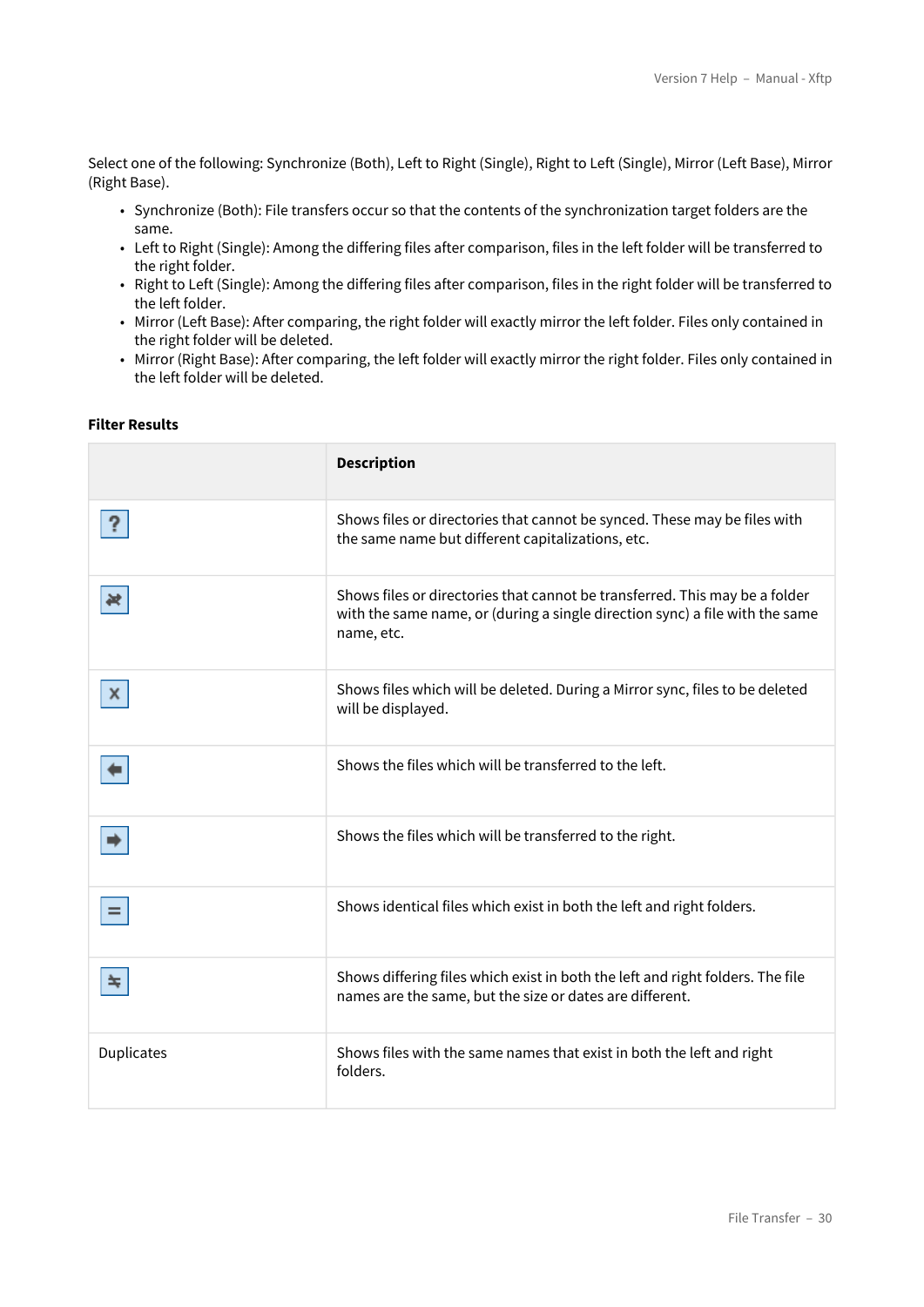Select one of the following: Synchronize (Both), Left to Right (Single), Right to Left (Single), Mirror (Left Base), Mirror (Right Base).

- Synchronize (Both): File transfers occur so that the contents of the synchronization target folders are the same.
- Left to Right (Single): Among the differing files after comparison, files in the left folder will be transferred to the right folder.
- Right to Left (Single): Among the differing files after comparison, files in the right folder will be transferred to the left folder.
- Mirror (Left Base): After comparing, the right folder will exactly mirror the left folder. Files only contained in the right folder will be deleted.
- Mirror (Right Base): After comparing, the left folder will exactly mirror the right folder. Files only contained in the left folder will be deleted.

**Filter Results**

| | Description |
|---|---|
| ? | Shows files or directories that cannot be synced. These may be files with the same name but different capitalizations, etc. |
| | Shows files or directories that cannot be transferred. This may be a folder with the same name, or (during a single direction sync) a file with the same name, etc. |
| X | Shows files which will be deleted. During a Mirror sync, files to be deleted will be displayed. |
| | Shows the files which will be transferred to the left. |
| | Shows the files which will be transferred to the right. |
| = | Shows identical files which exist in both the left and right folders. |
| ≠ | Shows differing files which exist in both the left and right folders. The file names are the same, but the size or dates are different. |
| Duplicates | Shows files with the same names that exist in both the left and right folders. |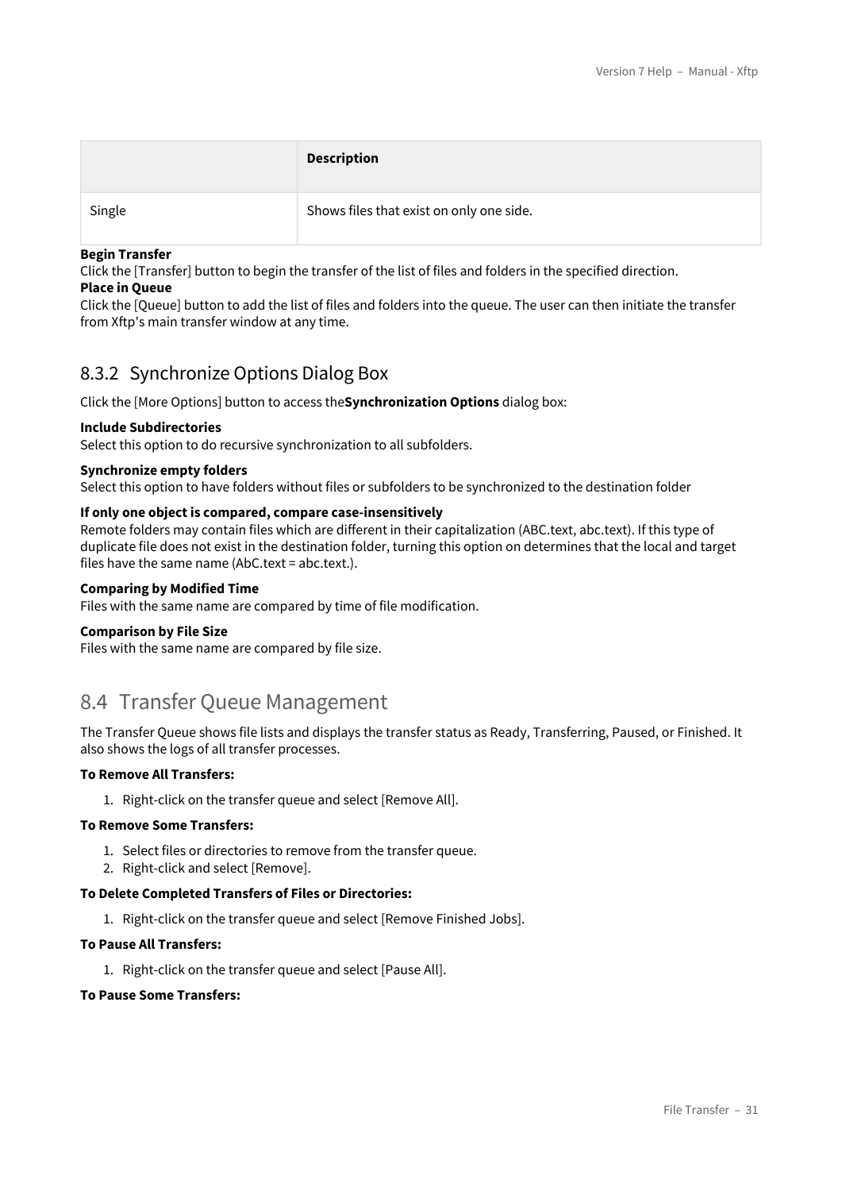| | Description |
|---|---|
| Single | Shows files that exist on only one side. |

**Begin Transfer**
Click the [Transfer] button to begin the transfer of the list of files and folders in the specified direction.
**Place in Queue**
Click the [Queue] button to add the list of files and folders into the queue. The user can then initiate the transfer from Xftp's main transfer window at any time.

### 8.3.2 Synchronize Options Dialog Box

Click the [More Options] button to access the**Synchronization Options** dialog box:

**Include Subdirectories**
Select this option to do recursive synchronization to all subfolders.

**Synchronize empty folders**
Select this option to have folders without files or subfolders to be synchronized to the destination folder

**If only one object is compared, compare case-insensitively**
Remote folders may contain files which are different in their capitalization (ABC.text, abc.text). If this type of duplicate file does not exist in the destination folder, turning this option on determines that the local and target files have the same name (AbC.text = abc.text.).

**Comparing by Modified Time**
Files with the same name are compared by time of file modification.

**Comparison by File Size**
Files with the same name are compared by file size.

## 8.4 Transfer Queue Management

The Transfer Queue shows file lists and displays the transfer status as Ready, Transferring, Paused, or Finished. It also shows the logs of all transfer processes.

**To Remove All Transfers:**

1. Right-click on the transfer queue and select [Remove All].

**To Remove Some Transfers:**

1. Select files or directories to remove from the transfer queue.
2. Right-click and select [Remove].

**To Delete Completed Transfers of Files or Directories:**

1. Right-click on the transfer queue and select [Remove Finished Jobs].

**To Pause All Transfers:**

1. Right-click on the transfer queue and select [Pause All].

**To Pause Some Transfers:**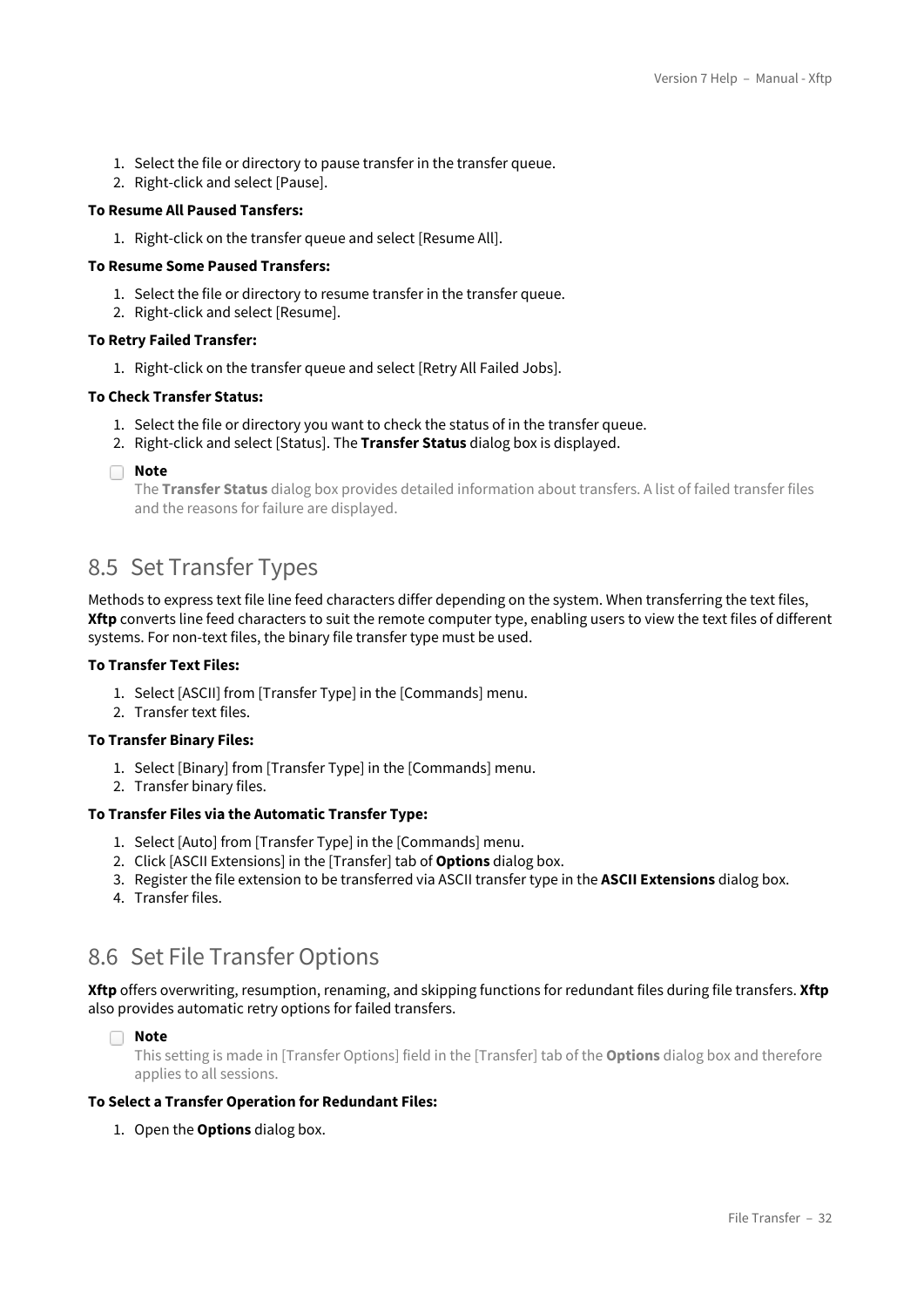1. Select the file or directory to pause transfer in the transfer queue.
2. Right-click and select [Pause].

**To Resume All Paused Tansfers:**

1. Right-click on the transfer queue and select [Resume All].

**To Resume Some Paused Transfers:**

1. Select the file or directory to resume transfer in the transfer queue.
2. Right-click and select [Resume].

**To Retry Failed Transfer:**

1. Right-click on the transfer queue and select [Retry All Failed Jobs].

**To Check Transfer Status:**

1. Select the file or directory you want to check the status of in the transfer queue.
2. Right-click and select [Status]. The **Transfer Status** dialog box is displayed.

> **Note**
> The **Transfer Status** dialog box provides detailed information about transfers. A list of failed transfer files and the reasons for failure are displayed.

## 8.5 Set Transfer Types

Methods to express text file line feed characters differ depending on the system. When transferring the text files, **Xftp** converts line feed characters to suit the remote computer type, enabling users to view the text files of different systems. For non-text files, the binary file transfer type must be used.

**To Transfer Text Files:**

1. Select [ASCII] from [Transfer Type] in the [Commands] menu.
2. Transfer text files.

**To Transfer Binary Files:**

1. Select [Binary] from [Transfer Type] in the [Commands] menu.
2. Transfer binary files.

**To Transfer Files via the Automatic Transfer Type:**

1. Select [Auto] from [Transfer Type] in the [Commands] menu.
2. Click [ASCII Extensions] in the [Transfer] tab of **Options** dialog box.
3. Register the file extension to be transferred via ASCII transfer type in the **ASCII Extensions** dialog box.
4. Transfer files.

## 8.6 Set File Transfer Options

**Xftp** offers overwriting, resumption, renaming, and skipping functions for redundant files during file transfers. **Xftp** also provides automatic retry options for failed transfers.

> **Note**
> This setting is made in [Transfer Options] field in the [Transfer] tab of the **Options** dialog box and therefore applies to all sessions.

**To Select a Transfer Operation for Redundant Files:**

1. Open the **Options** dialog box.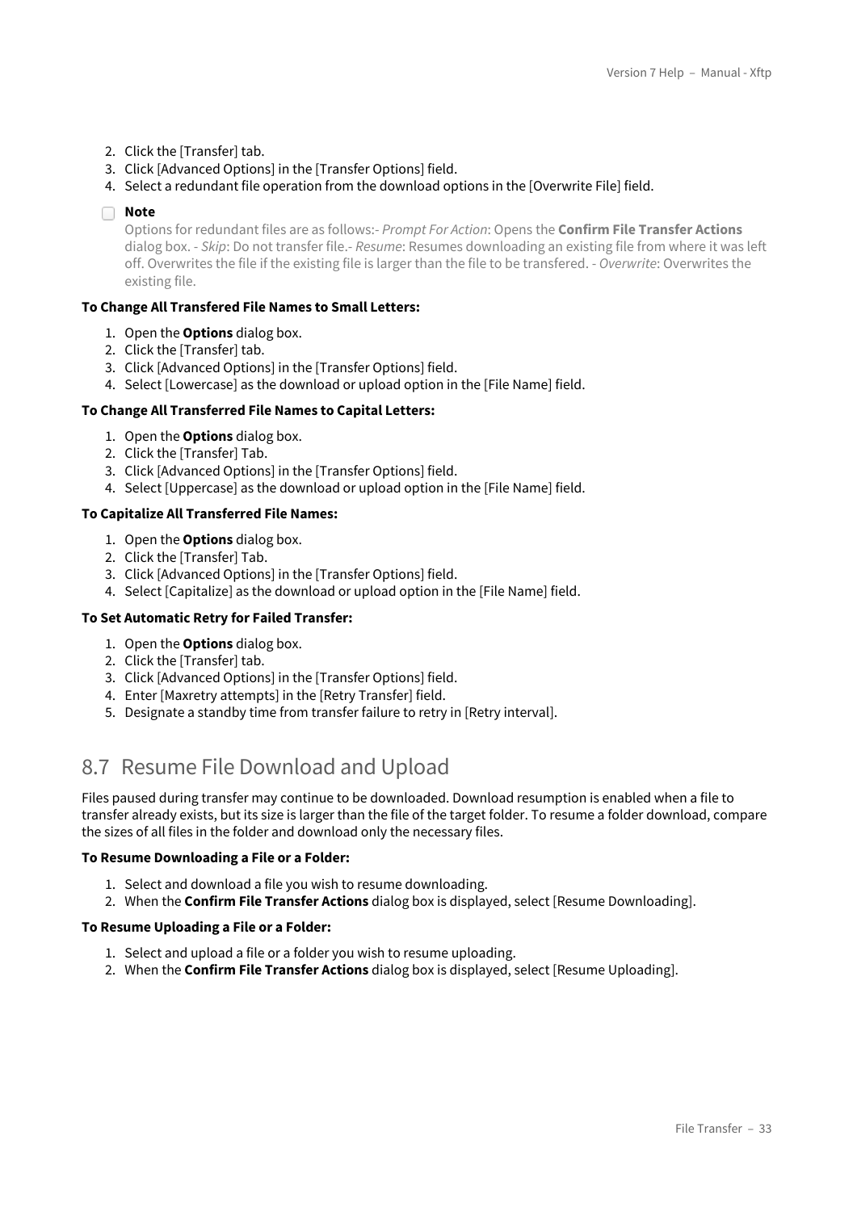2. Click the [Transfer] tab.
3. Click [Advanced Options] in the [Transfer Options] field.
4. Select a redundant file operation from the download options in the [Overwrite File] field.

**Note**

Options for redundant files are as follows:- *Prompt For Action*: Opens the **Confirm File Transfer Actions** dialog box. - *Skip*: Do not transfer file.- *Resume*: Resumes downloading an existing file from where it was left off. Overwrites the file if the existing file is larger than the file to be transfered. - *Overwrite*: Overwrites the existing file.

**To Change All Transfered File Names to Small Letters:**

1. Open the **Options** dialog box.
2. Click the [Transfer] tab.
3. Click [Advanced Options] in the [Transfer Options] field.
4. Select [Lowercase] as the download or upload option in the [File Name] field.

**To Change All Transferred File Names to Capital Letters:**

1. Open the **Options** dialog box.
2. Click the [Transfer] Tab.
3. Click [Advanced Options] in the [Transfer Options] field.
4. Select [Uppercase] as the download or upload option in the [File Name] field.

**To Capitalize All Transferred File Names:**

1. Open the **Options** dialog box.
2. Click the [Transfer] Tab.
3. Click [Advanced Options] in the [Transfer Options] field.
4. Select [Capitalize] as the download or upload option in the [File Name] field.

**To Set Automatic Retry for Failed Transfer:**

1. Open the **Options** dialog box.
2. Click the [Transfer] tab.
3. Click [Advanced Options] in the [Transfer Options] field.
4. Enter [Maxretry attempts] in the [Retry Transfer] field.
5. Designate a standby time from transfer failure to retry in [Retry interval].

## 8.7 Resume File Download and Upload

Files paused during transfer may continue to be downloaded. Download resumption is enabled when a file to transfer already exists, but its size is larger than the file of the target folder. To resume a folder download, compare the sizes of all files in the folder and download only the necessary files.

**To Resume Downloading a File or a Folder:**

1. Select and download a file you wish to resume downloading.
2. When the **Confirm File Transfer Actions** dialog box is displayed, select [Resume Downloading].

**To Resume Uploading a File or a Folder:**

1. Select and upload a file or a folder you wish to resume uploading.
2. When the **Confirm File Transfer Actions** dialog box is displayed, select [Resume Uploading].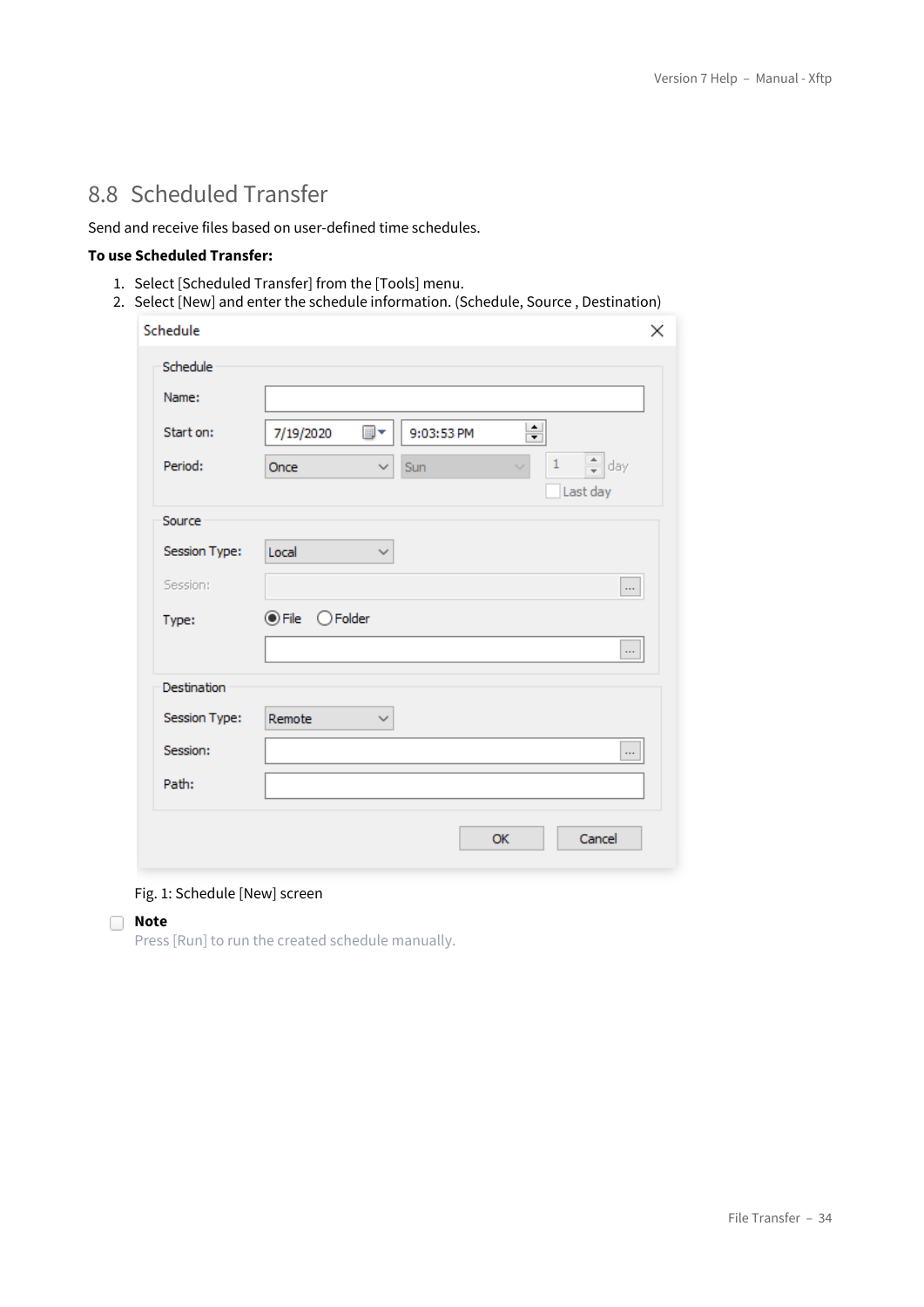## 8.8 Scheduled Transfer

Send and receive files based on user-defined time schedules.

**To use Scheduled Transfer:**

1. Select [Scheduled Transfer] from the [Tools] menu.
2. Select [New] and enter the schedule information. (Schedule, Source , Destination)

Fig. 1: Schedule [New] screen

**Note**

Press [Run] to run the created schedule manually.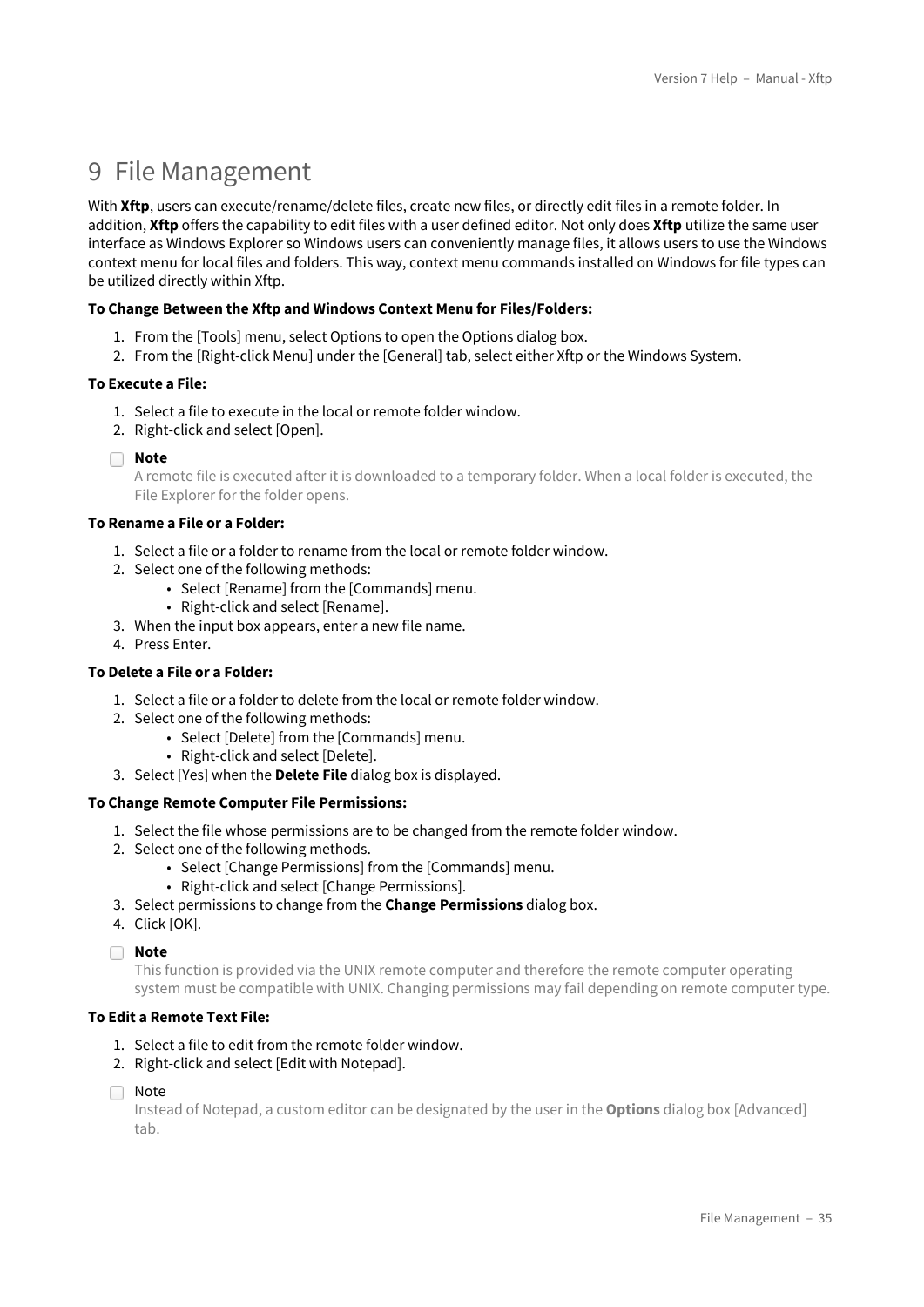# 9 File Management

With **Xftp**, users can execute/rename/delete files, create new files, or directly edit files in a remote folder. In addition, **Xftp** offers the capability to edit files with a user defined editor. Not only does **Xftp** utilize the same user interface as Windows Explorer so Windows users can conveniently manage files, it allows users to use the Windows context menu for local files and folders. This way, context menu commands installed on Windows for file types can be utilized directly within Xftp.

**To Change Between the Xftp and Windows Context Menu for Files/Folders:**

1. From the [Tools] menu, select Options to open the Options dialog box.
2. From the [Right-click Menu] under the [General] tab, select either Xftp or the Windows System.

**To Execute a File:**

1. Select a file to execute in the local or remote folder window.
2. Right-click and select [Open].

**Note**
A remote file is executed after it is downloaded to a temporary folder. When a local folder is executed, the File Explorer for the folder opens.

**To Rename a File or a Folder:**

1. Select a file or a folder to rename from the local or remote folder window.
2. Select one of the following methods:
    - Select [Rename] from the [Commands] menu.
    - Right-click and select [Rename].
3. When the input box appears, enter a new file name.
4. Press Enter.

**To Delete a File or a Folder:**

1. Select a file or a folder to delete from the local or remote folder window.
2. Select one of the following methods:
    - Select [Delete] from the [Commands] menu.
    - Right-click and select [Delete].
3. Select [Yes] when the **Delete File** dialog box is displayed.

**To Change Remote Computer File Permissions:**

1. Select the file whose permissions are to be changed from the remote folder window.
2. Select one of the following methods.
    - Select [Change Permissions] from the [Commands] menu.
    - Right-click and select [Change Permissions].
3. Select permissions to change from the **Change Permissions** dialog box.
4. Click [OK].

**Note**
This function is provided via the UNIX remote computer and therefore the remote computer operating system must be compatible with UNIX. Changing permissions may fail depending on remote computer type.

**To Edit a Remote Text File:**

1. Select a file to edit from the remote folder window.
2. Right-click and select [Edit with Notepad].

Note
Instead of Notepad, a custom editor can be designated by the user in the **Options** dialog box [Advanced] tab.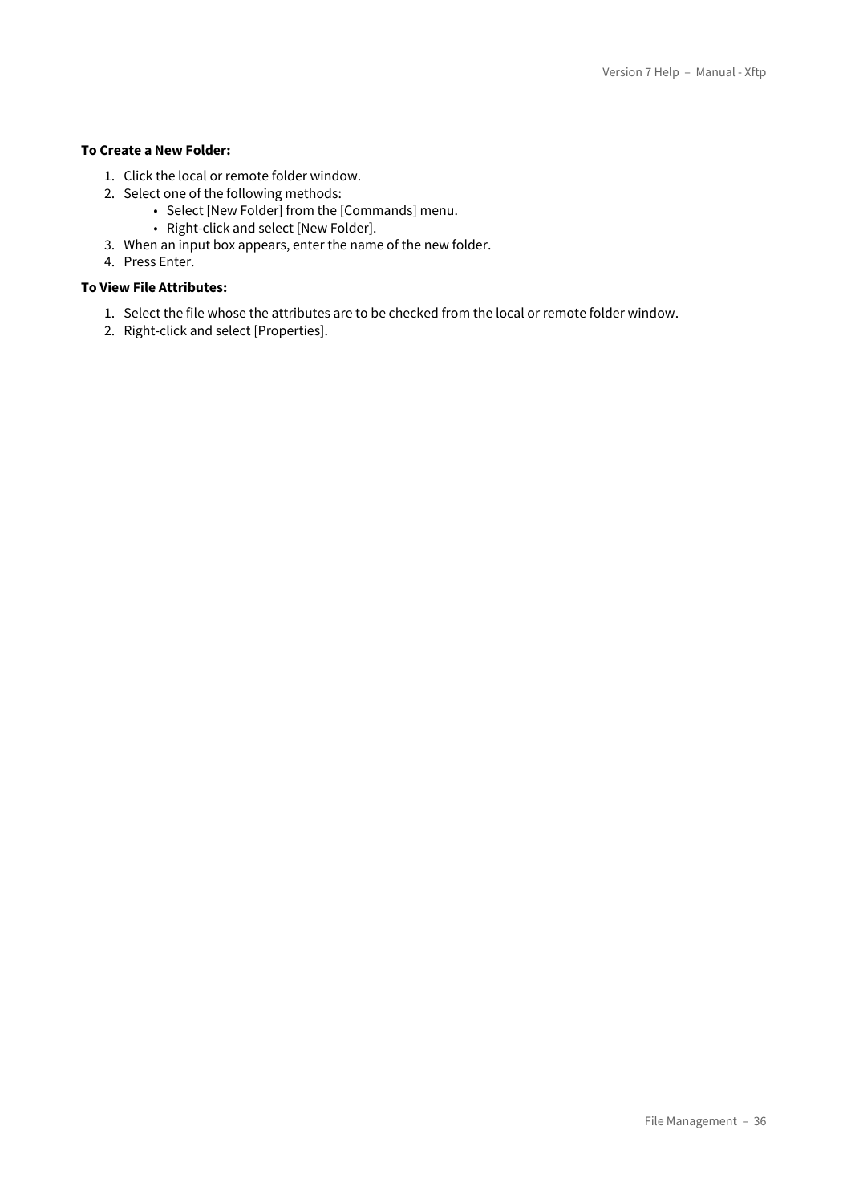**To Create a New Folder:**

1. Click the local or remote folder window.
2. Select one of the following methods:
   - Select [New Folder] from the [Commands] menu.
   - Right-click and select [New Folder].
3. When an input box appears, enter the name of the new folder.
4. Press Enter.

**To View File Attributes:**

1. Select the file whose the attributes are to be checked from the local or remote folder window.
2. Right-click and select [Properties].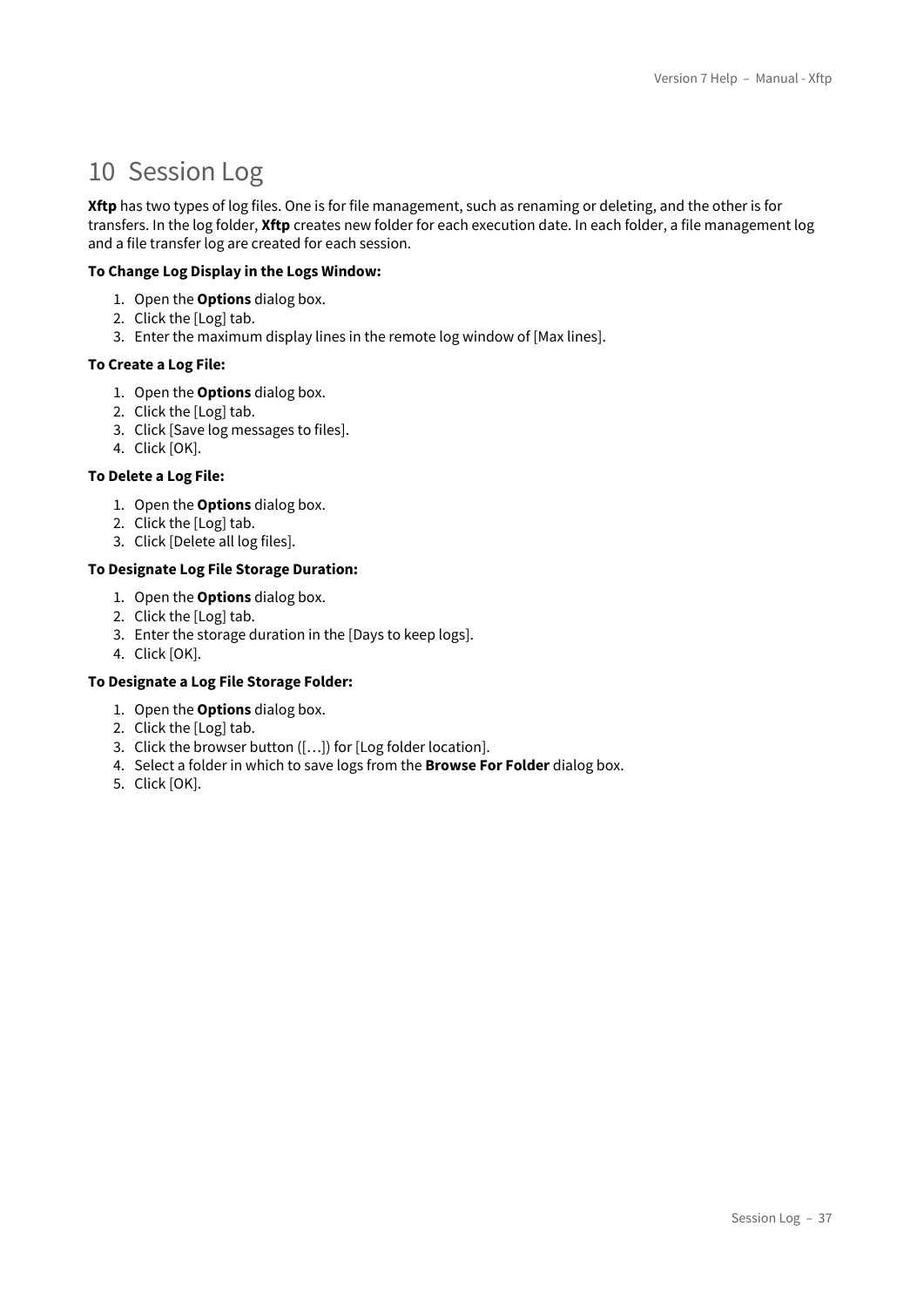# 10 Session Log

**Xftp** has two types of log files. One is for file management, such as renaming or deleting, and the other is for transfers. In the log folder, **Xftp** creates new folder for each execution date. In each folder, a file management log and a file transfer log are created for each session.

**To Change Log Display in the Logs Window:**

1. Open the **Options** dialog box.
2. Click the [Log] tab.
3. Enter the maximum display lines in the remote log window of [Max lines].

**To Create a Log File:**

1. Open the **Options** dialog box.
2. Click the [Log] tab.
3. Click [Save log messages to files].
4. Click [OK].

**To Delete a Log File:**

1. Open the **Options** dialog box.
2. Click the [Log] tab.
3. Click [Delete all log files].

**To Designate Log File Storage Duration:**

1. Open the **Options** dialog box.
2. Click the [Log] tab.
3. Enter the storage duration in the [Days to keep logs].
4. Click [OK].

**To Designate a Log File Storage Folder:**

1. Open the **Options** dialog box.
2. Click the [Log] tab.
3. Click the browser button ([…]) for [Log folder location].
4. Select a folder in which to save logs from the **Browse For Folder** dialog box.
5. Click [OK].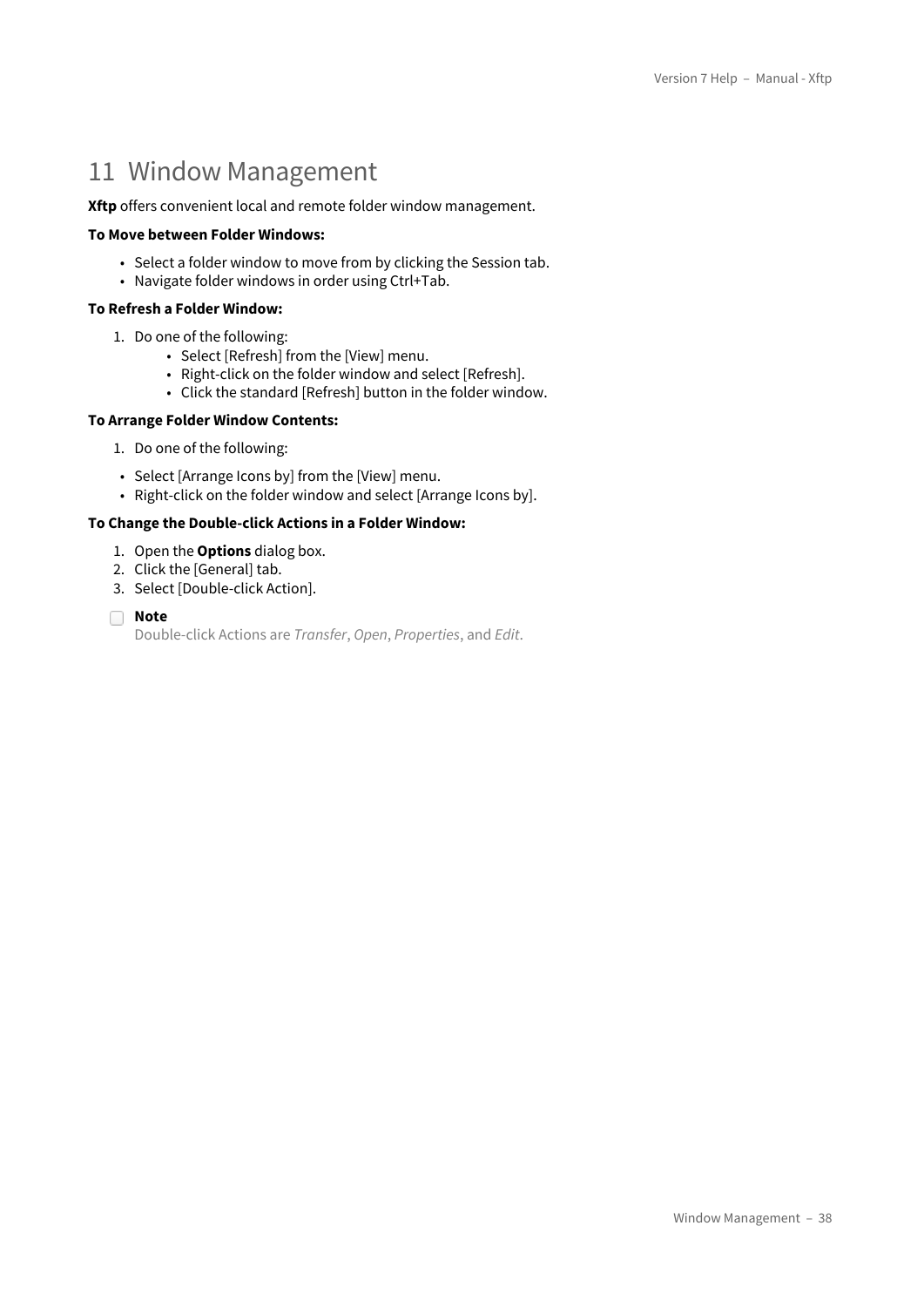# 11 Window Management

**Xftp** offers convenient local and remote folder window management.

**To Move between Folder Windows:**

- Select a folder window to move from by clicking the Session tab.
- Navigate folder windows in order using Ctrl+Tab.

**To Refresh a Folder Window:**

1. Do one of the following:
    - Select [Refresh] from the [View] menu.
    - Right-click on the folder window and select [Refresh].
    - Click the standard [Refresh] button in the folder window.

**To Arrange Folder Window Contents:**

1. Do one of the following:

- Select [Arrange Icons by] from the [View] menu.
- Right-click on the folder window and select [Arrange Icons by].

**To Change the Double-click Actions in a Folder Window:**

1. Open the **Options** dialog box.
2. Click the [General] tab.
3. Select [Double-click Action].

**Note**
Double-click Actions are *Transfer*, *Open*, *Properties*, and *Edit*.